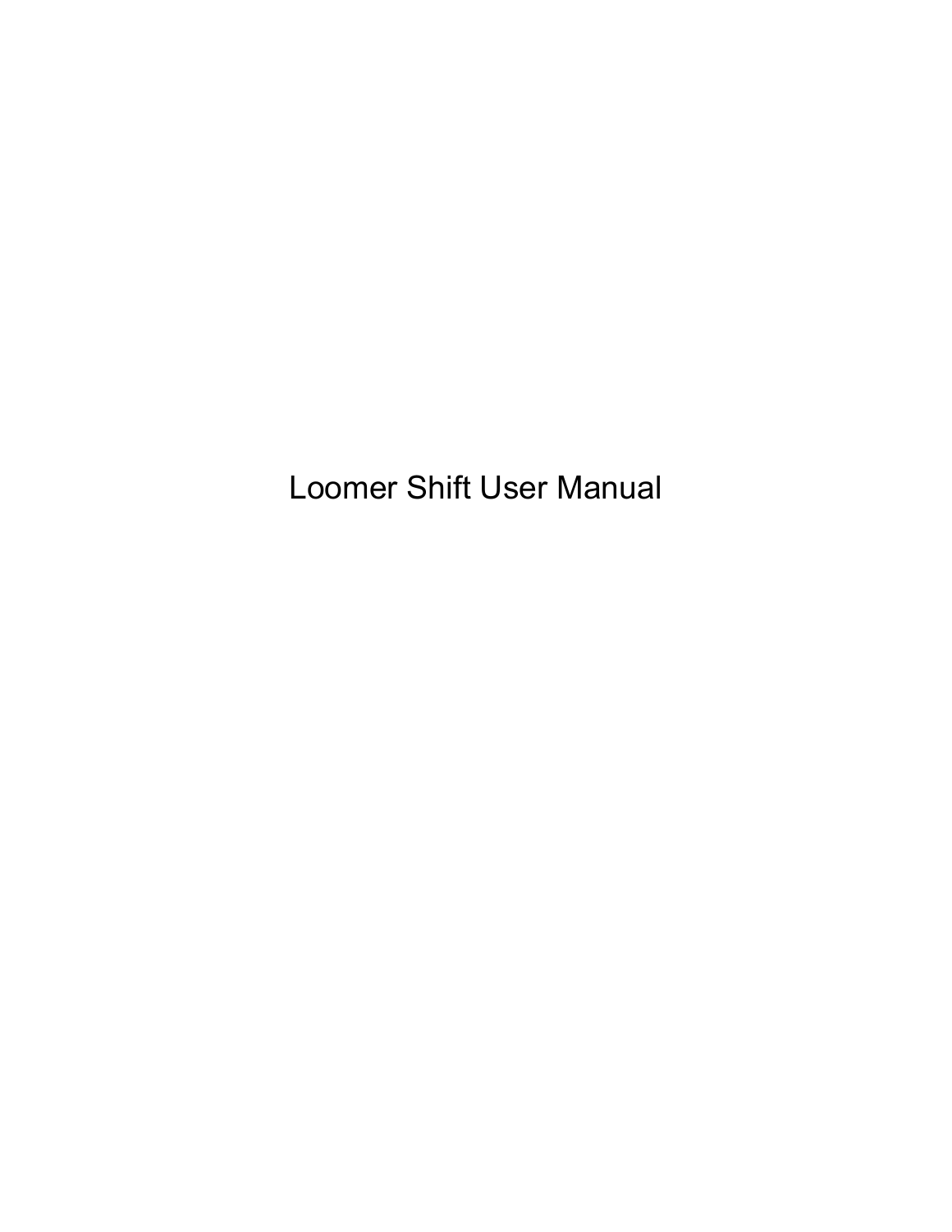# Loomer Shift User Manual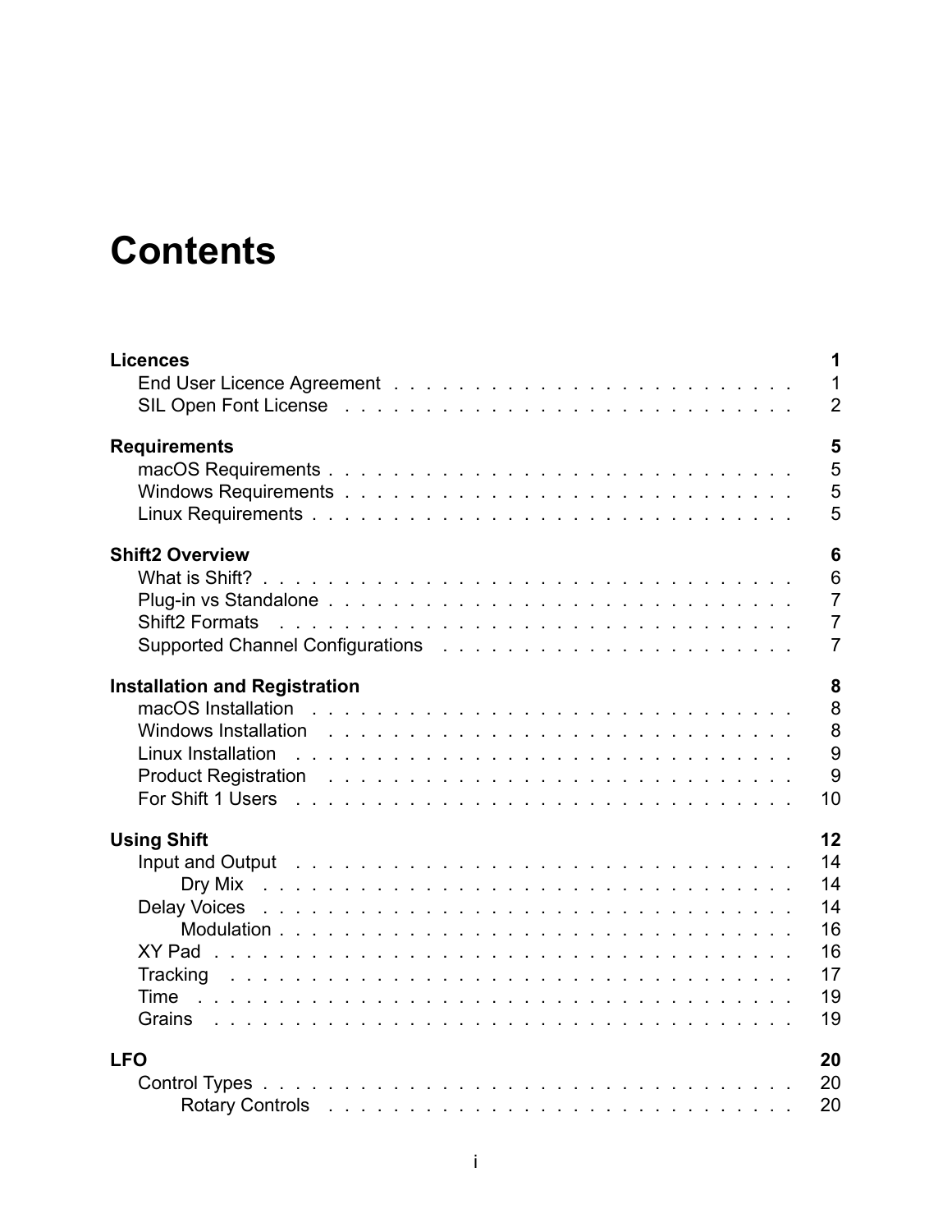# Contents

**Licences** **1**
- End User Licence Agreement . . . . . 1
- SIL Open Font License . . . . . 2

**Requirements** **5**
- macOS Requirements . . . . . 5
- Windows Requirements . . . . . 5
- Linux Requirements . . . . . 5

**Shift2 Overview** **6**
- What is Shift? . . . . . 6
- Plug-in vs Standalone . . . . . 7
- Shift2 Formats . . . . . 7
- Supported Channel Configurations . . . . . 7

**Installation and Registration** **8**
- macOS Installation . . . . . 8
- Windows Installation . . . . . 8
- Linux Installation . . . . . 9
- Product Registration . . . . . 9
- For Shift 1 Users . . . . . 10

**Using Shift** **12**
- Input and Output . . . . . 14
  - Dry Mix . . . . . 14
- Delay Voices . . . . . 14
  - Modulation . . . . . 16
- XY Pad . . . . . 16
- Tracking . . . . . 17
- Time . . . . . 19
- Grains . . . . . 19

**LFO** **20**
- Control Types . . . . . 20
  - Rotary Controls . . . . . 20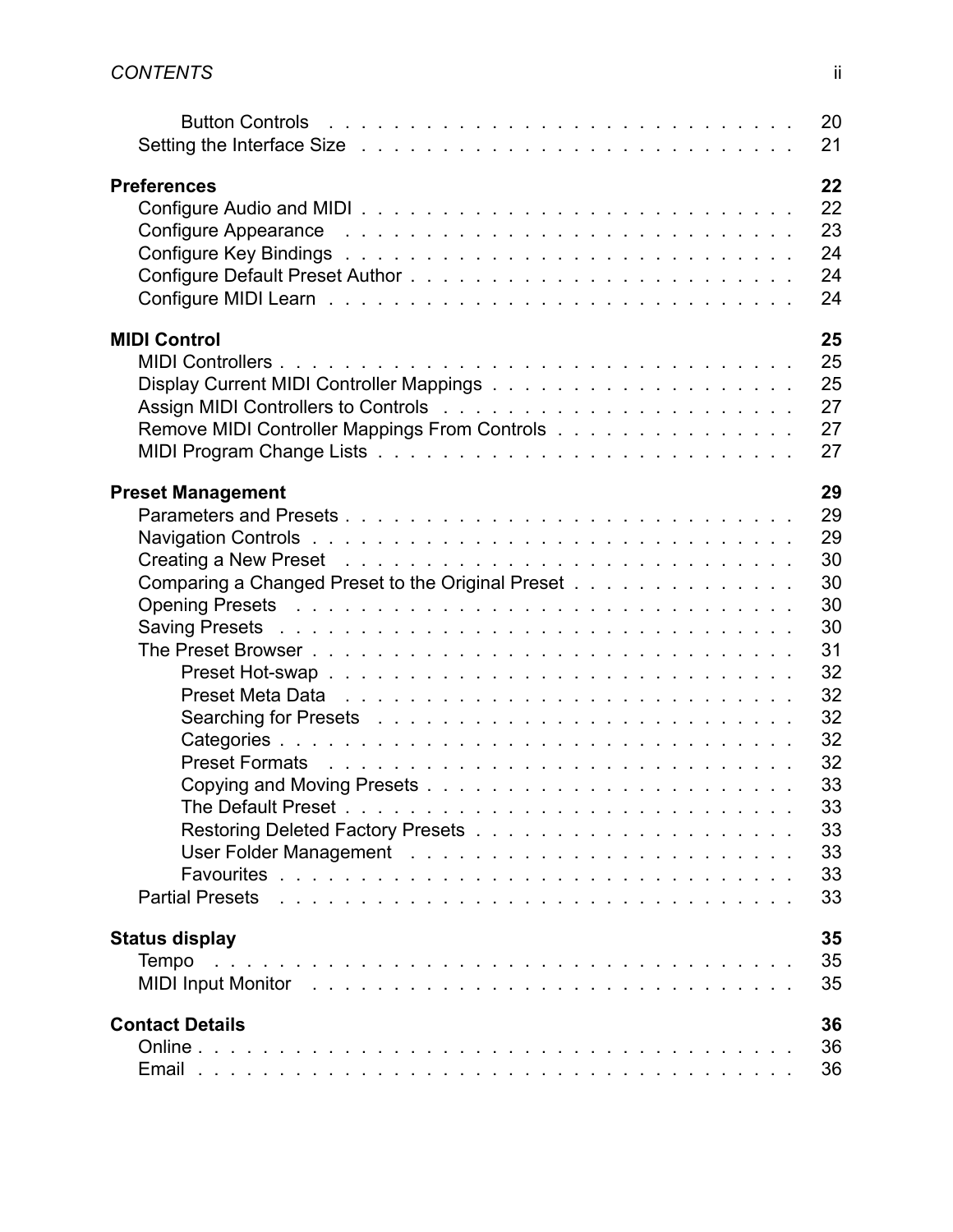Button Controls . . . . . . . . . . . . . . . . . . . . . . . . . . . 20
Setting the Interface Size . . . . . . . . . . . . . . . . . . . . . . . . . 21

**Preferences** **22**
Configure Audio and MIDI . . . . . . . . . . . . . . . . . . . . . . . . . 22
Configure Appearance . . . . . . . . . . . . . . . . . . . . . . . . . . 23
Configure Key Bindings . . . . . . . . . . . . . . . . . . . . . . . . . . 24
Configure Default Preset Author . . . . . . . . . . . . . . . . . . . . . . 24
Configure MIDI Learn . . . . . . . . . . . . . . . . . . . . . . . . . . 24

**MIDI Control** **25**
MIDI Controllers . . . . . . . . . . . . . . . . . . . . . . . . . . . . . 25
Display Current MIDI Controller Mappings . . . . . . . . . . . . . . . . . . 25
Assign MIDI Controllers to Controls . . . . . . . . . . . . . . . . . . . . 27
Remove MIDI Controller Mappings From Controls . . . . . . . . . . . . . . . 27
MIDI Program Change Lists . . . . . . . . . . . . . . . . . . . . . . . . 27

**Preset Management** **29**
Parameters and Presets . . . . . . . . . . . . . . . . . . . . . . . . . . 29
Navigation Controls . . . . . . . . . . . . . . . . . . . . . . . . . . . 29
Creating a New Preset . . . . . . . . . . . . . . . . . . . . . . . . . . 30
Comparing a Changed Preset to the Original Preset . . . . . . . . . . . . . 30
Opening Presets . . . . . . . . . . . . . . . . . . . . . . . . . . . . 30
Saving Presets . . . . . . . . . . . . . . . . . . . . . . . . . . . . . 30
The Preset Browser . . . . . . . . . . . . . . . . . . . . . . . . . . . 31
Preset Hot-swap . . . . . . . . . . . . . . . . . . . . . . . . . . 32
Preset Meta Data . . . . . . . . . . . . . . . . . . . . . . . . . . 32
Searching for Presets . . . . . . . . . . . . . . . . . . . . . . . . 32
Categories . . . . . . . . . . . . . . . . . . . . . . . . . . . . . 32
Preset Formats . . . . . . . . . . . . . . . . . . . . . . . . . . . 32
Copying and Moving Presets . . . . . . . . . . . . . . . . . . . . . 33
The Default Preset . . . . . . . . . . . . . . . . . . . . . . . . . 33
Restoring Deleted Factory Presets . . . . . . . . . . . . . . . . . . . 33
User Folder Management . . . . . . . . . . . . . . . . . . . . . . . 33
Favourites . . . . . . . . . . . . . . . . . . . . . . . . . . . . . 33
Partial Presets . . . . . . . . . . . . . . . . . . . . . . . . . . . . . 33

**Status display** **35**
Tempo . . . . . . . . . . . . . . . . . . . . . . . . . . . . . . . . . 35
MIDI Input Monitor . . . . . . . . . . . . . . . . . . . . . . . . . . . 35

**Contact Details** **36**
Online . . . . . . . . . . . . . . . . . . . . . . . . . . . . . . . . . 36
Email . . . . . . . . . . . . . . . . . . . . . . . . . . . . . . . . . 36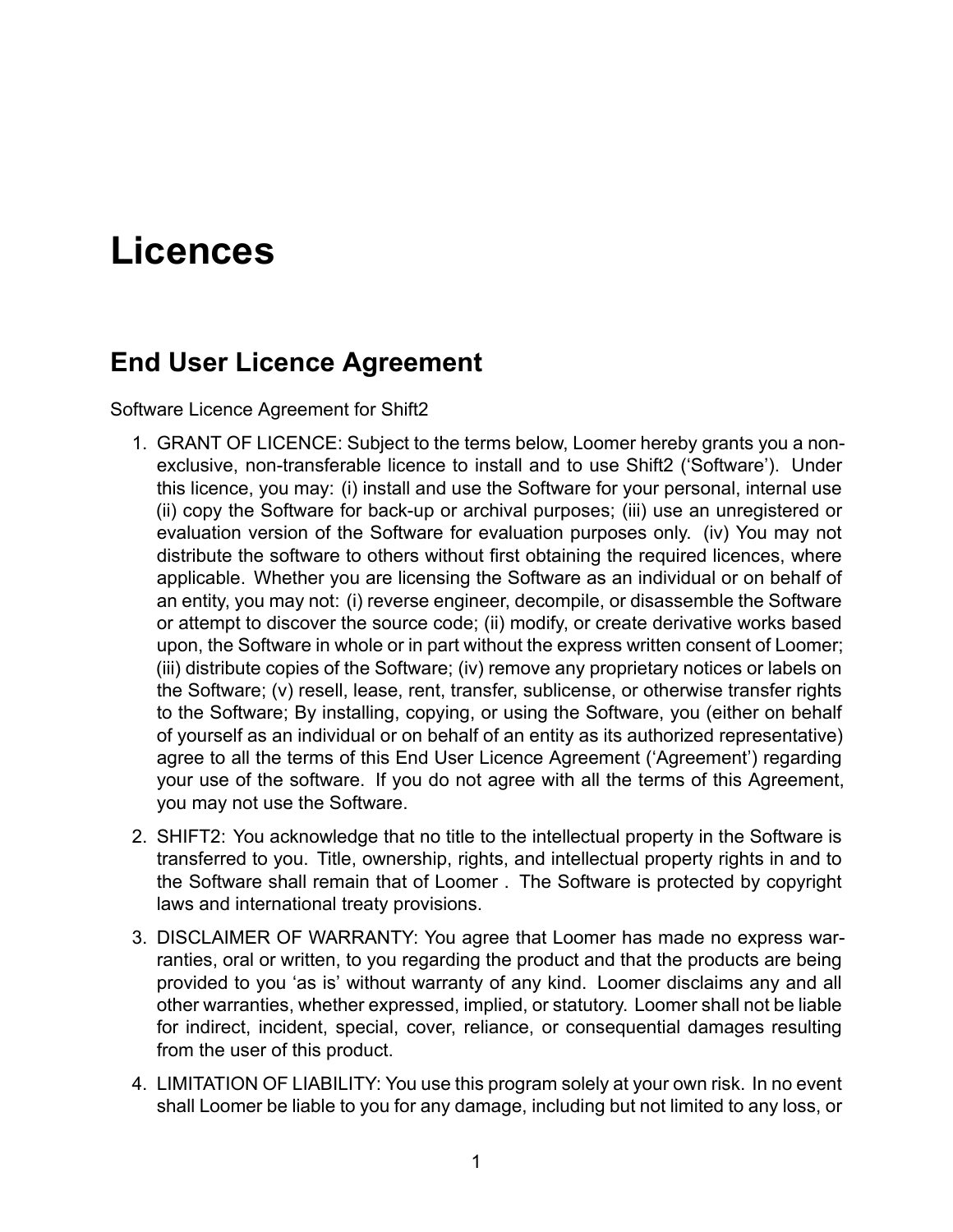# Licences

## End User Licence Agreement

Software Licence Agreement for Shift2

1. GRANT OF LICENCE: Subject to the terms below, Loomer hereby grants you a non-exclusive, non-transferable licence to install and to use Shift2 ('Software'). Under this licence, you may: (i) install and use the Software for your personal, internal use (ii) copy the Software for back-up or archival purposes; (iii) use an unregistered or evaluation version of the Software for evaluation purposes only. (iv) You may not distribute the software to others without first obtaining the required licences, where applicable. Whether you are licensing the Software as an individual or on behalf of an entity, you may not: (i) reverse engineer, decompile, or disassemble the Software or attempt to discover the source code; (ii) modify, or create derivative works based upon, the Software in whole or in part without the express written consent of Loomer; (iii) distribute copies of the Software; (iv) remove any proprietary notices or labels on the Software; (v) resell, lease, rent, transfer, sublicense, or otherwise transfer rights to the Software; By installing, copying, or using the Software, you (either on behalf of yourself as an individual or on behalf of an entity as its authorized representative) agree to all the terms of this End User Licence Agreement ('Agreement') regarding your use of the software. If you do not agree with all the terms of this Agreement, you may not use the Software.

2. SHIFT2: You acknowledge that no title to the intellectual property in the Software is transferred to you. Title, ownership, rights, and intellectual property rights in and to the Software shall remain that of Loomer . The Software is protected by copyright laws and international treaty provisions.

3. DISCLAIMER OF WARRANTY: You agree that Loomer has made no express warranties, oral or written, to you regarding the product and that the products are being provided to you 'as is' without warranty of any kind. Loomer disclaims any and all other warranties, whether expressed, implied, or statutory. Loomer shall not be liable for indirect, incident, special, cover, reliance, or consequential damages resulting from the user of this product.

4. LIMITATION OF LIABILITY: You use this program solely at your own risk. In no event shall Loomer be liable to you for any damage, including but not limited to any loss, or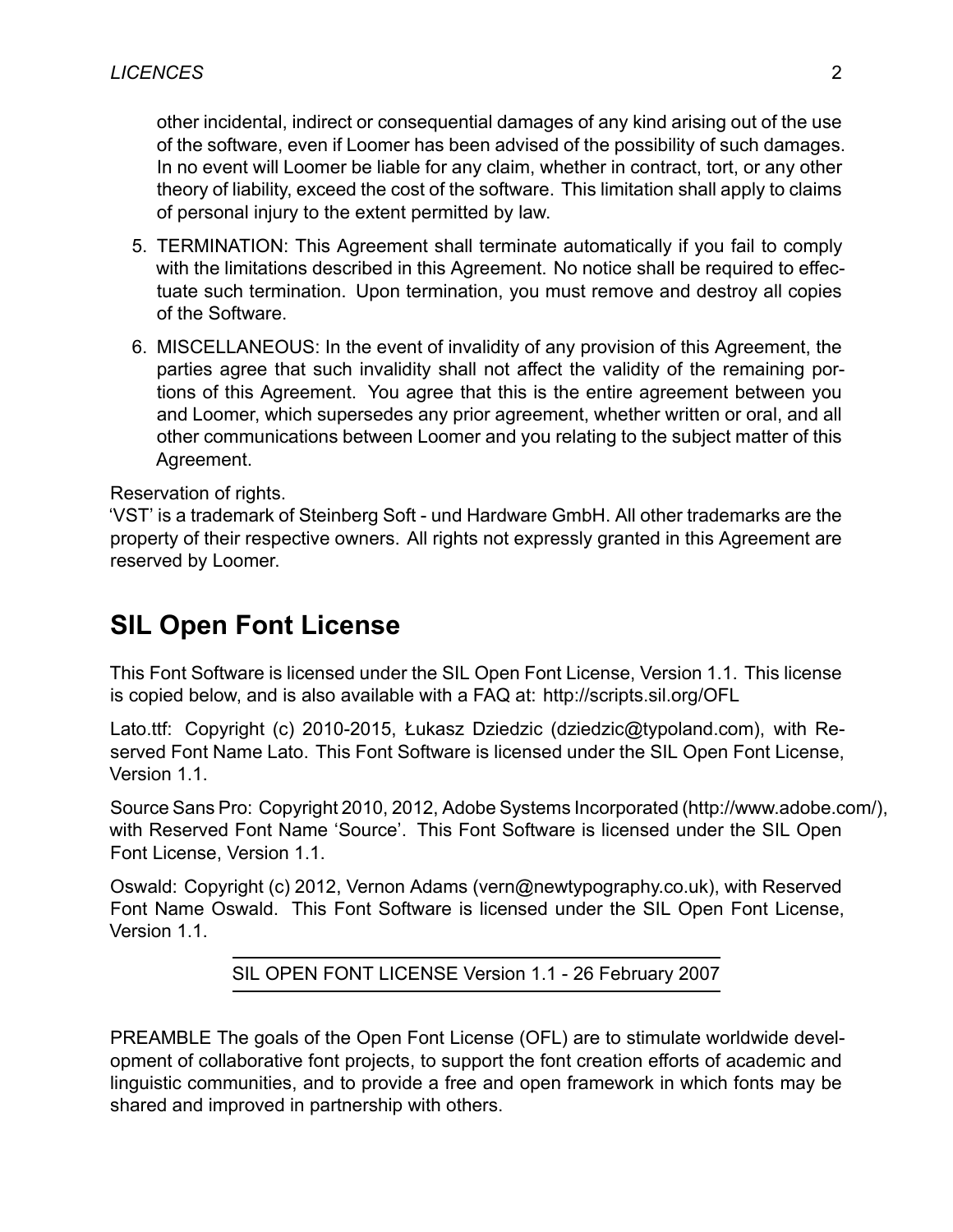other incidental, indirect or consequential damages of any kind arising out of the use of the software, even if Loomer has been advised of the possibility of such damages. In no event will Loomer be liable for any claim, whether in contract, tort, or any other theory of liability, exceed the cost of the software. This limitation shall apply to claims of personal injury to the extent permitted by law.

5. TERMINATION: This Agreement shall terminate automatically if you fail to comply with the limitations described in this Agreement. No notice shall be required to effectuate such termination. Upon termination, you must remove and destroy all copies of the Software.
6. MISCELLANEOUS: In the event of invalidity of any provision of this Agreement, the parties agree that such invalidity shall not affect the validity of the remaining portions of this Agreement. You agree that this is the entire agreement between you and Loomer, which supersedes any prior agreement, whether written or oral, and all other communications between Loomer and you relating to the subject matter of this Agreement.

Reservation of rights.
'VST' is a trademark of Steinberg Soft - und Hardware GmbH. All other trademarks are the property of their respective owners. All rights not expressly granted in this Agreement are reserved by Loomer.

## SIL Open Font License

This Font Software is licensed under the SIL Open Font License, Version 1.1. This license is copied below, and is also available with a FAQ at: http://scripts.sil.org/OFL

Lato.ttf: Copyright (c) 2010-2015, Łukasz Dziedzic (dziedzic@typoland.com), with Reserved Font Name Lato. This Font Software is licensed under the SIL Open Font License, Version 1.1.

Source Sans Pro: Copyright 2010, 2012, Adobe Systems Incorporated (http://www.adobe.com/), with Reserved Font Name 'Source'. This Font Software is licensed under the SIL Open Font License, Version 1.1.

Oswald: Copyright (c) 2012, Vernon Adams (vern@newtypography.co.uk), with Reserved Font Name Oswald. This Font Software is licensed under the SIL Open Font License, Version 1.1.

---

SIL OPEN FONT LICENSE Version 1.1 - 26 February 2007

---

PREAMBLE The goals of the Open Font License (OFL) are to stimulate worldwide development of collaborative font projects, to support the font creation efforts of academic and linguistic communities, and to provide a free and open framework in which fonts may be shared and improved in partnership with others.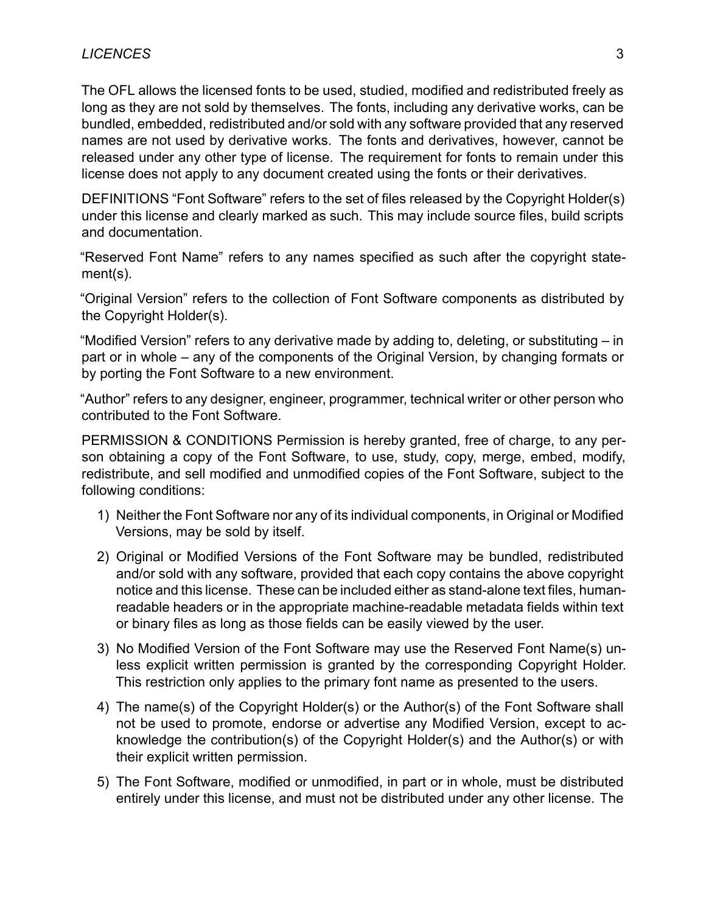The OFL allows the licensed fonts to be used, studied, modified and redistributed freely as long as they are not sold by themselves. The fonts, including any derivative works, can be bundled, embedded, redistributed and/or sold with any software provided that any reserved names are not used by derivative works. The fonts and derivatives, however, cannot be released under any other type of license. The requirement for fonts to remain under this license does not apply to any document created using the fonts or their derivatives.

DEFINITIONS "Font Software" refers to the set of files released by the Copyright Holder(s) under this license and clearly marked as such. This may include source files, build scripts and documentation.

"Reserved Font Name" refers to any names specified as such after the copyright statement(s).

"Original Version" refers to the collection of Font Software components as distributed by the Copyright Holder(s).

"Modified Version" refers to any derivative made by adding to, deleting, or substituting – in part or in whole – any of the components of the Original Version, by changing formats or by porting the Font Software to a new environment.

"Author" refers to any designer, engineer, programmer, technical writer or other person who contributed to the Font Software.

PERMISSION & CONDITIONS Permission is hereby granted, free of charge, to any person obtaining a copy of the Font Software, to use, study, copy, merge, embed, modify, redistribute, and sell modified and unmodified copies of the Font Software, subject to the following conditions:

1) Neither the Font Software nor any of its individual components, in Original or Modified Versions, may be sold by itself.
2) Original or Modified Versions of the Font Software may be bundled, redistributed and/or sold with any software, provided that each copy contains the above copyright notice and this license. These can be included either as stand-alone text files, human-readable headers or in the appropriate machine-readable metadata fields within text or binary files as long as those fields can be easily viewed by the user.
3) No Modified Version of the Font Software may use the Reserved Font Name(s) unless explicit written permission is granted by the corresponding Copyright Holder. This restriction only applies to the primary font name as presented to the users.
4) The name(s) of the Copyright Holder(s) or the Author(s) of the Font Software shall not be used to promote, endorse or advertise any Modified Version, except to acknowledge the contribution(s) of the Copyright Holder(s) and the Author(s) or with their explicit written permission.
5) The Font Software, modified or unmodified, in part or in whole, must be distributed entirely under this license, and must not be distributed under any other license. The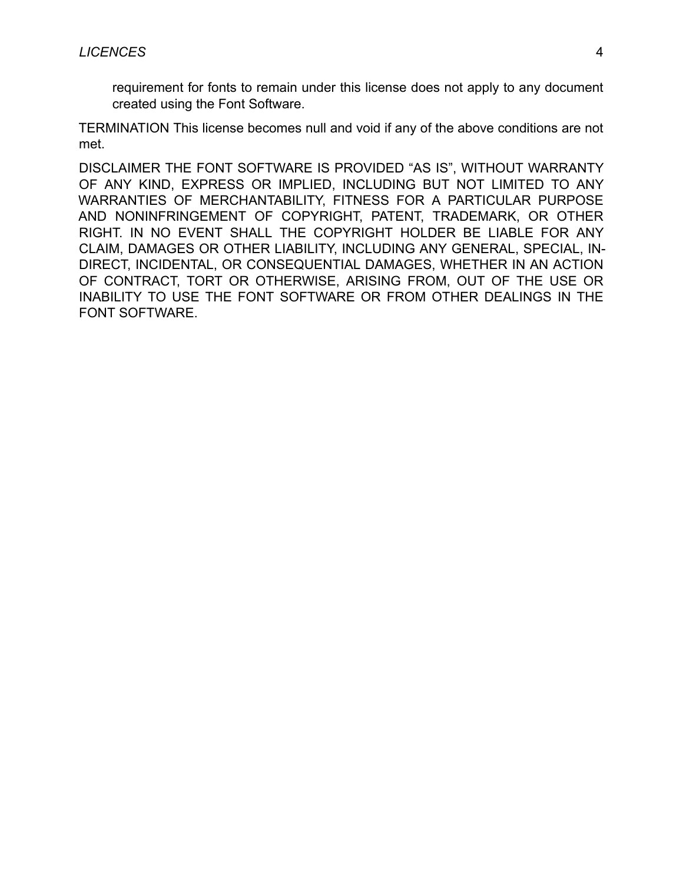requirement for fonts to remain under this license does not apply to any document created using the Font Software.

TERMINATION This license becomes null and void if any of the above conditions are not met.

DISCLAIMER THE FONT SOFTWARE IS PROVIDED “AS IS”, WITHOUT WARRANTY OF ANY KIND, EXPRESS OR IMPLIED, INCLUDING BUT NOT LIMITED TO ANY WARRANTIES OF MERCHANTABILITY, FITNESS FOR A PARTICULAR PURPOSE AND NONINFRINGEMENT OF COPYRIGHT, PATENT, TRADEMARK, OR OTHER RIGHT. IN NO EVENT SHALL THE COPYRIGHT HOLDER BE LIABLE FOR ANY CLAIM, DAMAGES OR OTHER LIABILITY, INCLUDING ANY GENERAL, SPECIAL, INDIRECT, INCIDENTAL, OR CONSEQUENTIAL DAMAGES, WHETHER IN AN ACTION OF CONTRACT, TORT OR OTHERWISE, ARISING FROM, OUT OF THE USE OR INABILITY TO USE THE FONT SOFTWARE OR FROM OTHER DEALINGS IN THE FONT SOFTWARE.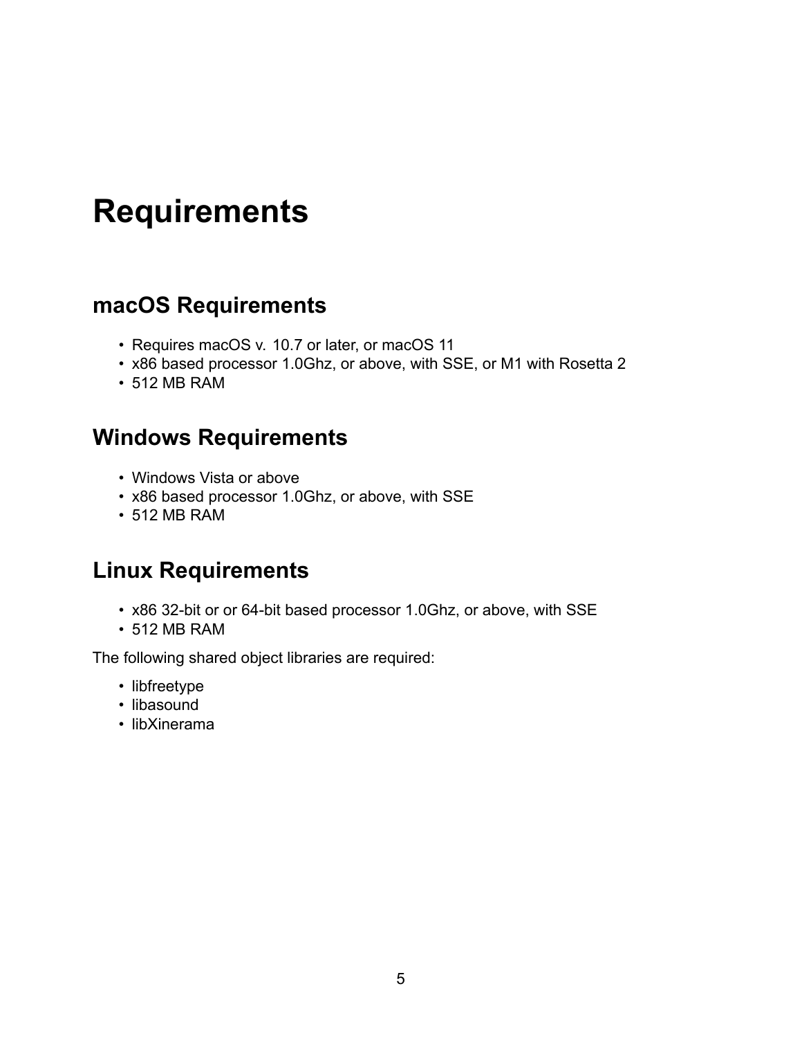# Requirements

## macOS Requirements

- Requires macOS v. 10.7 or later, or macOS 11
- x86 based processor 1.0Ghz, or above, with SSE, or M1 with Rosetta 2
- 512 MB RAM

## Windows Requirements

- Windows Vista or above
- x86 based processor 1.0Ghz, or above, with SSE
- 512 MB RAM

## Linux Requirements

- x86 32-bit or or 64-bit based processor 1.0Ghz, or above, with SSE
- 512 MB RAM

The following shared object libraries are required:

- libfreetype
- libasound
- libXinerama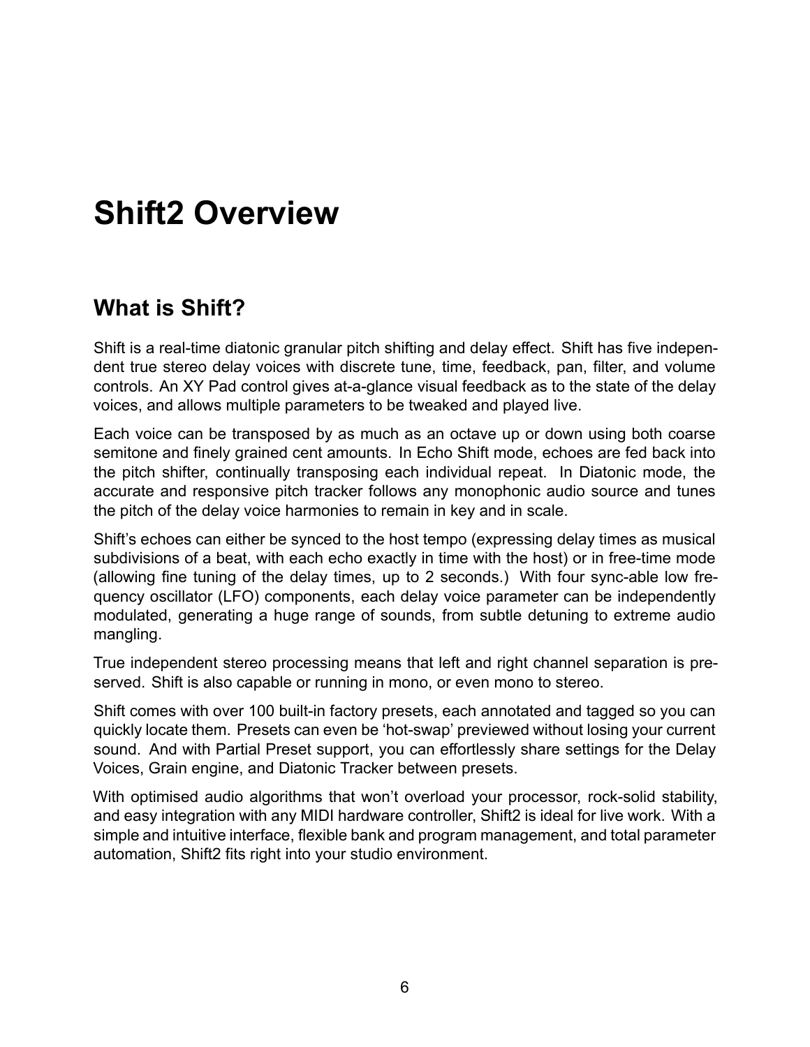# Shift2 Overview

## What is Shift?

Shift is a real-time diatonic granular pitch shifting and delay effect. Shift has five independent true stereo delay voices with discrete tune, time, feedback, pan, filter, and volume controls. An XY Pad control gives at-a-glance visual feedback as to the state of the delay voices, and allows multiple parameters to be tweaked and played live.

Each voice can be transposed by as much as an octave up or down using both coarse semitone and finely grained cent amounts. In Echo Shift mode, echoes are fed back into the pitch shifter, continually transposing each individual repeat. In Diatonic mode, the accurate and responsive pitch tracker follows any monophonic audio source and tunes the pitch of the delay voice harmonies to remain in key and in scale.

Shift's echoes can either be synced to the host tempo (expressing delay times as musical subdivisions of a beat, with each echo exactly in time with the host) or in free-time mode (allowing fine tuning of the delay times, up to 2 seconds.) With four sync-able low frequency oscillator (LFO) components, each delay voice parameter can be independently modulated, generating a huge range of sounds, from subtle detuning to extreme audio mangling.

True independent stereo processing means that left and right channel separation is preserved. Shift is also capable or running in mono, or even mono to stereo.

Shift comes with over 100 built-in factory presets, each annotated and tagged so you can quickly locate them. Presets can even be 'hot-swap' previewed without losing your current sound. And with Partial Preset support, you can effortlessly share settings for the Delay Voices, Grain engine, and Diatonic Tracker between presets.

With optimised audio algorithms that won't overload your processor, rock-solid stability, and easy integration with any MIDI hardware controller, Shift2 is ideal for live work. With a simple and intuitive interface, flexible bank and program management, and total parameter automation, Shift2 fits right into your studio environment.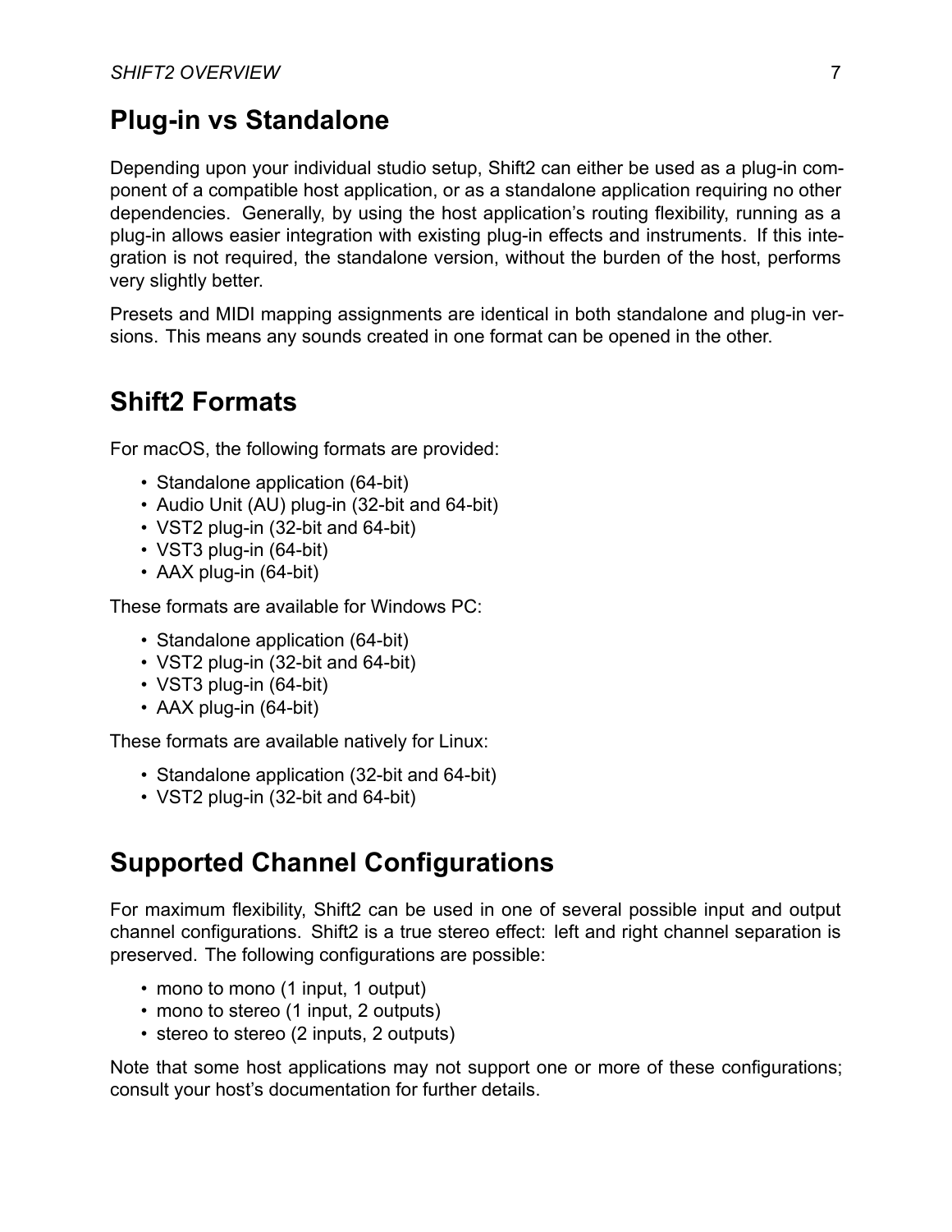## Plug-in vs Standalone

Depending upon your individual studio setup, Shift2 can either be used as a plug-in component of a compatible host application, or as a standalone application requiring no other dependencies. Generally, by using the host application's routing flexibility, running as a plug-in allows easier integration with existing plug-in effects and instruments. If this integration is not required, the standalone version, without the burden of the host, performs very slightly better.

Presets and MIDI mapping assignments are identical in both standalone and plug-in versions. This means any sounds created in one format can be opened in the other.

## Shift2 Formats

For macOS, the following formats are provided:

- Standalone application (64-bit)
- Audio Unit (AU) plug-in (32-bit and 64-bit)
- VST2 plug-in (32-bit and 64-bit)
- VST3 plug-in (64-bit)
- AAX plug-in (64-bit)

These formats are available for Windows PC:

- Standalone application (64-bit)
- VST2 plug-in (32-bit and 64-bit)
- VST3 plug-in (64-bit)
- AAX plug-in (64-bit)

These formats are available natively for Linux:

- Standalone application (32-bit and 64-bit)
- VST2 plug-in (32-bit and 64-bit)

## Supported Channel Configurations

For maximum flexibility, Shift2 can be used in one of several possible input and output channel configurations. Shift2 is a true stereo effect: left and right channel separation is preserved. The following configurations are possible:

- mono to mono (1 input, 1 output)
- mono to stereo (1 input, 2 outputs)
- stereo to stereo (2 inputs, 2 outputs)

Note that some host applications may not support one or more of these configurations; consult your host's documentation for further details.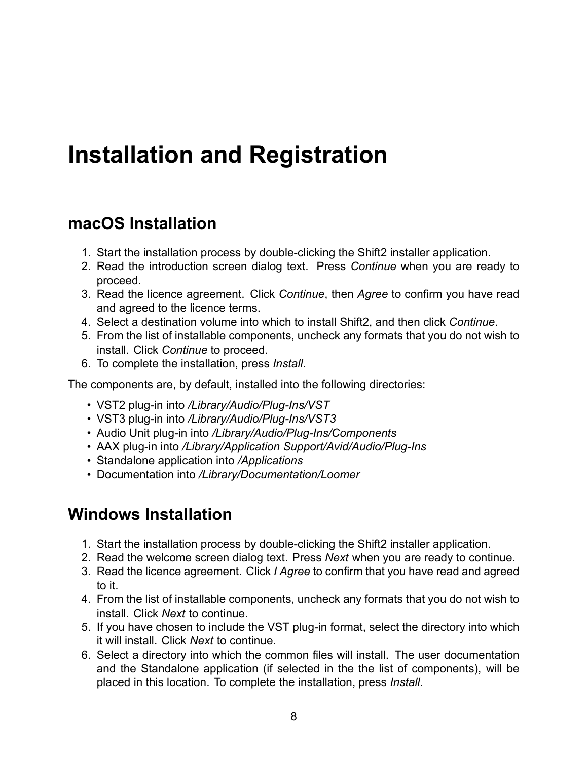# Installation and Registration

## macOS Installation

1. Start the installation process by double-clicking the Shift2 installer application.
2. Read the introduction screen dialog text. Press *Continue* when you are ready to proceed.
3. Read the licence agreement. Click *Continue*, then *Agree* to confirm you have read and agreed to the licence terms.
4. Select a destination volume into which to install Shift2, and then click *Continue*.
5. From the list of installable components, uncheck any formats that you do not wish to install. Click *Continue* to proceed.
6. To complete the installation, press *Install*.

The components are, by default, installed into the following directories:

- VST2 plug-in into */Library/Audio/Plug-Ins/VST*
- VST3 plug-in into */Library/Audio/Plug-Ins/VST3*
- Audio Unit plug-in into */Library/Audio/Plug-Ins/Components*
- AAX plug-in into */Library/Application Support/Avid/Audio/Plug-Ins*
- Standalone application into */Applications*
- Documentation into */Library/Documentation/Loomer*

## Windows Installation

1. Start the installation process by double-clicking the Shift2 installer application.
2. Read the welcome screen dialog text. Press *Next* when you are ready to continue.
3. Read the licence agreement. Click *I Agree* to confirm that you have read and agreed to it.
4. From the list of installable components, uncheck any formats that you do not wish to install. Click *Next* to continue.
5. If you have chosen to include the VST plug-in format, select the directory into which it will install. Click *Next* to continue.
6. Select a directory into which the common files will install. The user documentation and the Standalone application (if selected in the the list of components), will be placed in this location. To complete the installation, press *Install*.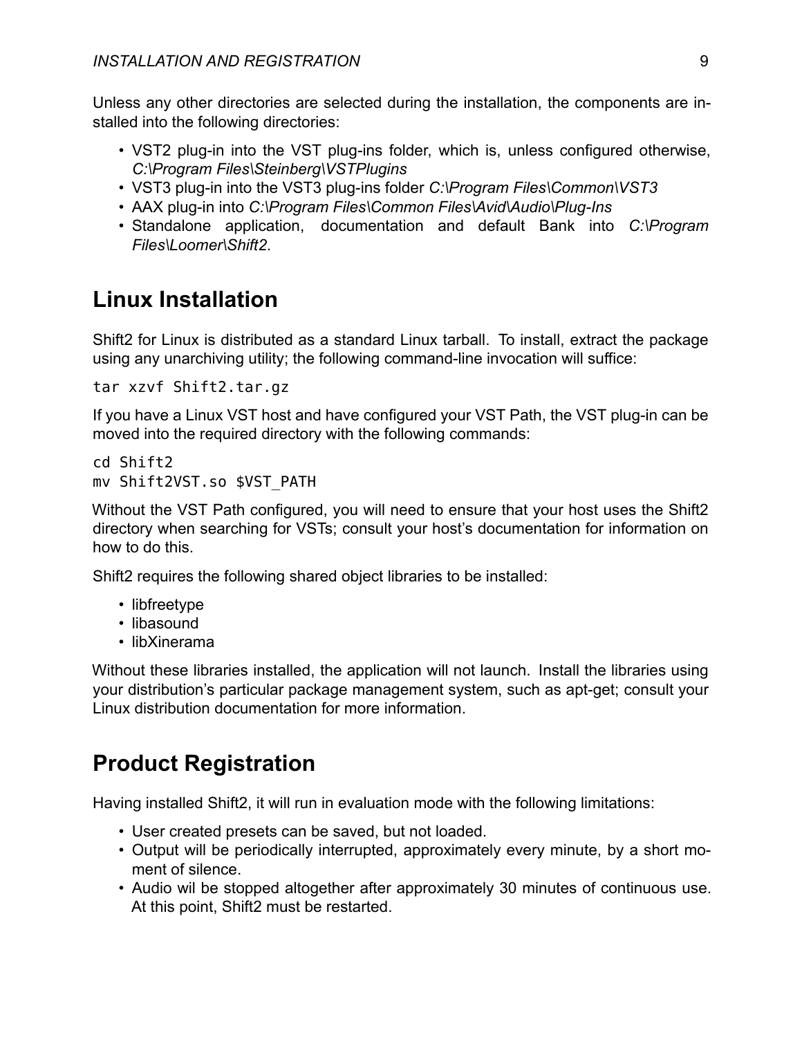Unless any other directories are selected during the installation, the components are installed into the following directories:

- VST2 plug-in into the VST plug-ins folder, which is, unless configured otherwise, *C:\Program Files\Steinberg\VSTPlugins*
- VST3 plug-in into the VST3 plug-ins folder *C:\Program Files\Common\VST3*
- AAX plug-in into *C:\Program Files\Common Files\Avid\Audio\Plug-Ins*
- Standalone application, documentation and default Bank into *C:\Program Files\Loomer\Shift2*.

## Linux Installation

Shift2 for Linux is distributed as a standard Linux tarball. To install, extract the package using any unarchiving utility; the following command-line invocation will suffice:

```
tar xzvf Shift2.tar.gz
```

If you have a Linux VST host and have configured your VST Path, the VST plug-in can be moved into the required directory with the following commands:

```
cd Shift2
mv Shift2VST.so $VST_PATH
```

Without the VST Path configured, you will need to ensure that your host uses the Shift2 directory when searching for VSTs; consult your host's documentation for information on how to do this.

Shift2 requires the following shared object libraries to be installed:

- libfreetype
- libasound
- libXinerama

Without these libraries installed, the application will not launch. Install the libraries using your distribution's particular package management system, such as apt-get; consult your Linux distribution documentation for more information.

## Product Registration

Having installed Shift2, it will run in evaluation mode with the following limitations:

- User created presets can be saved, but not loaded.
- Output will be periodically interrupted, approximately every minute, by a short moment of silence.
- Audio wil be stopped altogether after approximately 30 minutes of continuous use. At this point, Shift2 must be restarted.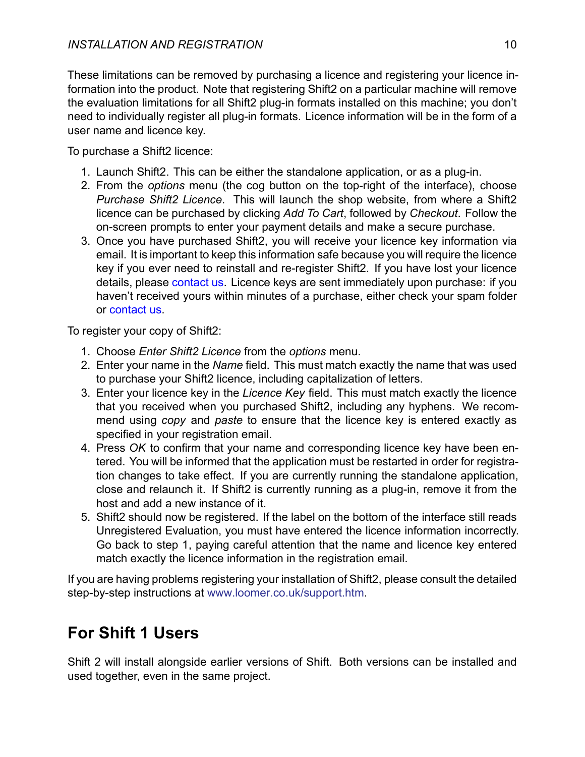These limitations can be removed by purchasing a licence and registering your licence information into the product. Note that registering Shift2 on a particular machine will remove the evaluation limitations for all Shift2 plug-in formats installed on this machine; you don't need to individually register all plug-in formats. Licence information will be in the form of a user name and licence key.

To purchase a Shift2 licence:

1. Launch Shift2. This can be either the standalone application, or as a plug-in.
2. From the *options* menu (the cog button on the top-right of the interface), choose *Purchase Shift2 Licence*. This will launch the shop website, from where a Shift2 licence can be purchased by clicking *Add To Cart*, followed by *Checkout*. Follow the on-screen prompts to enter your payment details and make a secure purchase.
3. Once you have purchased Shift2, you will receive your licence key information via email. It is important to keep this information safe because you will require the licence key if you ever need to reinstall and re-register Shift2. If you have lost your licence details, please contact us. Licence keys are sent immediately upon purchase: if you haven't received yours within minutes of a purchase, either check your spam folder or contact us.

To register your copy of Shift2:

1. Choose *Enter Shift2 Licence* from the *options* menu.
2. Enter your name in the *Name* field. This must match exactly the name that was used to purchase your Shift2 licence, including capitalization of letters.
3. Enter your licence key in the *Licence Key* field. This must match exactly the licence that you received when you purchased Shift2, including any hyphens. We recommend using *copy* and *paste* to ensure that the licence key is entered exactly as specified in your registration email.
4. Press *OK* to confirm that your name and corresponding licence key have been entered. You will be informed that the application must be restarted in order for registration changes to take effect. If you are currently running the standalone application, close and relaunch it. If Shift2 is currently running as a plug-in, remove it from the host and add a new instance of it.
5. Shift2 should now be registered. If the label on the bottom of the interface still reads Unregistered Evaluation, you must have entered the licence information incorrectly. Go back to step 1, paying careful attention that the name and licence key entered match exactly the licence information in the registration email.

If you are having problems registering your installation of Shift2, please consult the detailed step-by-step instructions at www.loomer.co.uk/support.htm.

## For Shift 1 Users

Shift 2 will install alongside earlier versions of Shift. Both versions can be installed and used together, even in the same project.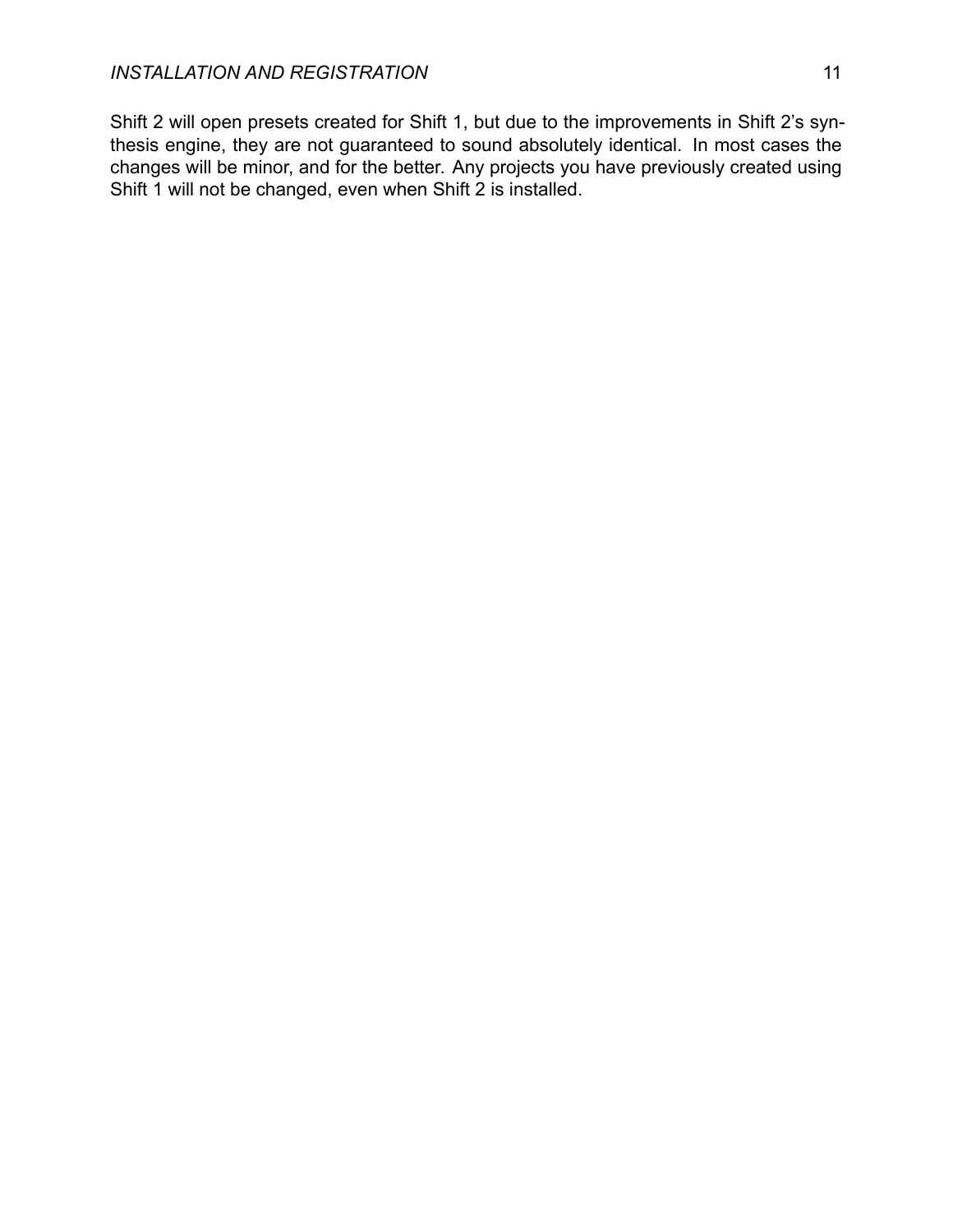Shift 2 will open presets created for Shift 1, but due to the improvements in Shift 2's synthesis engine, they are not guaranteed to sound absolutely identical. In most cases the changes will be minor, and for the better. Any projects you have previously created using Shift 1 will not be changed, even when Shift 2 is installed.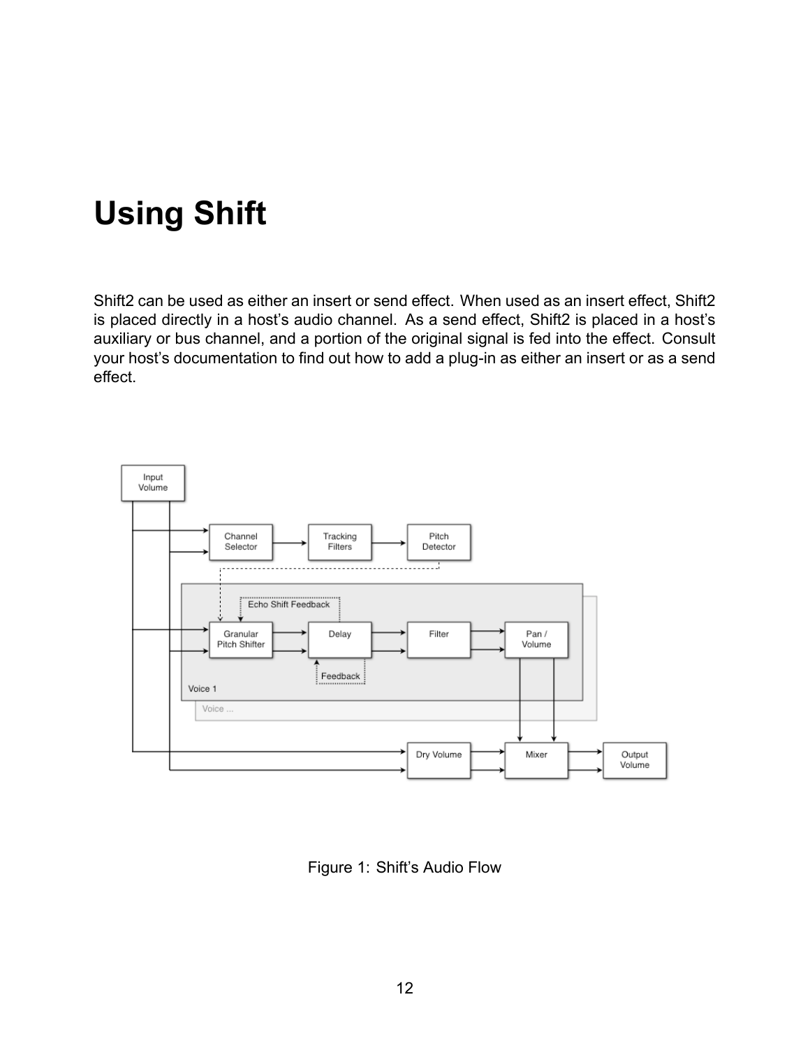# Using Shift

Shift2 can be used as either an insert or send effect. When used as an insert effect, Shift2 is placed directly in a host's audio channel. As a send effect, Shift2 is placed in a host's auxiliary or bus channel, and a portion of the original signal is fed into the effect. Consult your host's documentation to find out how to add a plug-in as either an insert or as a send effect.

Figure 1: Shift's Audio Flow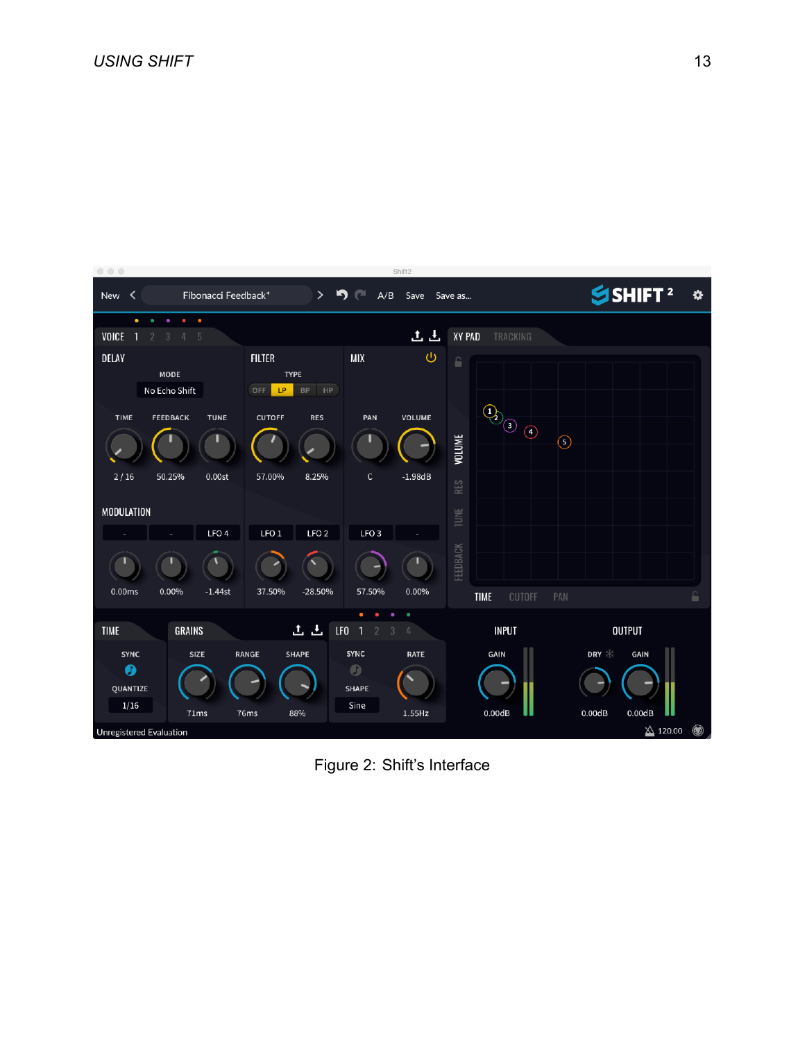Figure 2: Shift's Interface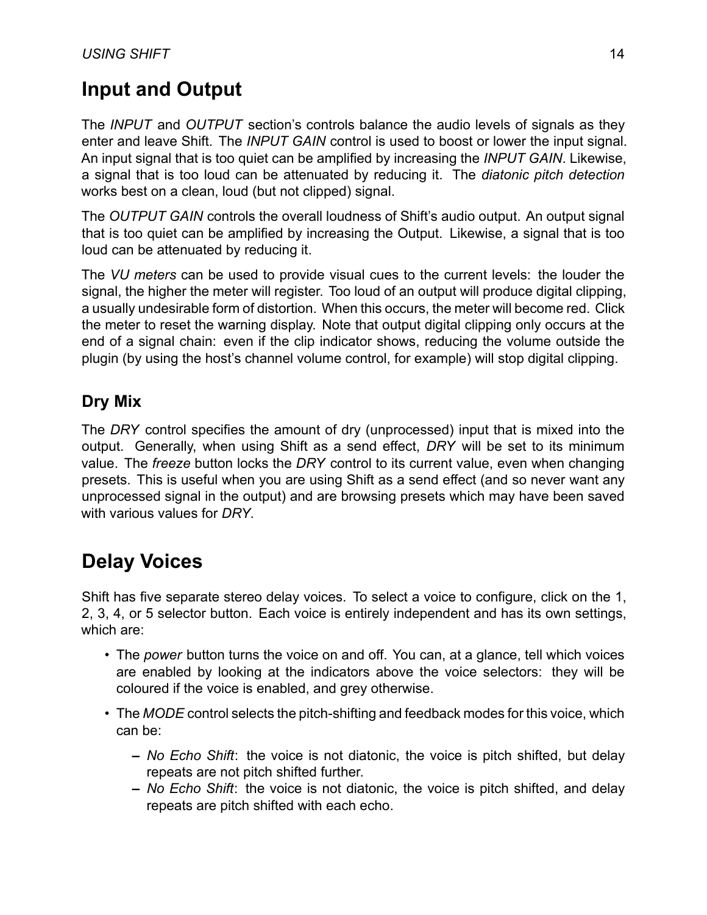## Input and Output

The *INPUT* and *OUTPUT* section's controls balance the audio levels of signals as they enter and leave Shift. The *INPUT GAIN* control is used to boost or lower the input signal. An input signal that is too quiet can be amplified by increasing the *INPUT GAIN*. Likewise, a signal that is too loud can be attenuated by reducing it. The *diatonic pitch detection* works best on a clean, loud (but not clipped) signal.

The *OUTPUT GAIN* controls the overall loudness of Shift's audio output. An output signal that is too quiet can be amplified by increasing the Output. Likewise, a signal that is too loud can be attenuated by reducing it.

The *VU meters* can be used to provide visual cues to the current levels: the louder the signal, the higher the meter will register. Too loud of an output will produce digital clipping, a usually undesirable form of distortion. When this occurs, the meter will become red. Click the meter to reset the warning display. Note that output digital clipping only occurs at the end of a signal chain: even if the clip indicator shows, reducing the volume outside the plugin (by using the host's channel volume control, for example) will stop digital clipping.

### Dry Mix

The *DRY* control specifies the amount of dry (unprocessed) input that is mixed into the output. Generally, when using Shift as a send effect, *DRY* will be set to its minimum value. The *freeze* button locks the *DRY* control to its current value, even when changing presets. This is useful when you are using Shift as a send effect (and so never want any unprocessed signal in the output) and are browsing presets which may have been saved with various values for *DRY*.

## Delay Voices

Shift has five separate stereo delay voices. To select a voice to configure, click on the 1, 2, 3, 4, or 5 selector button. Each voice is entirely independent and has its own settings, which are:

- The *power* button turns the voice on and off. You can, at a glance, tell which voices are enabled by looking at the indicators above the voice selectors: they will be coloured if the voice is enabled, and grey otherwise.
- The *MODE* control selects the pitch-shifting and feedback modes for this voice, which can be:
  - *No Echo Shift*: the voice is not diatonic, the voice is pitch shifted, but delay repeats are not pitch shifted further.
  - *No Echo Shift*: the voice is not diatonic, the voice is pitch shifted, and delay repeats are pitch shifted with each echo.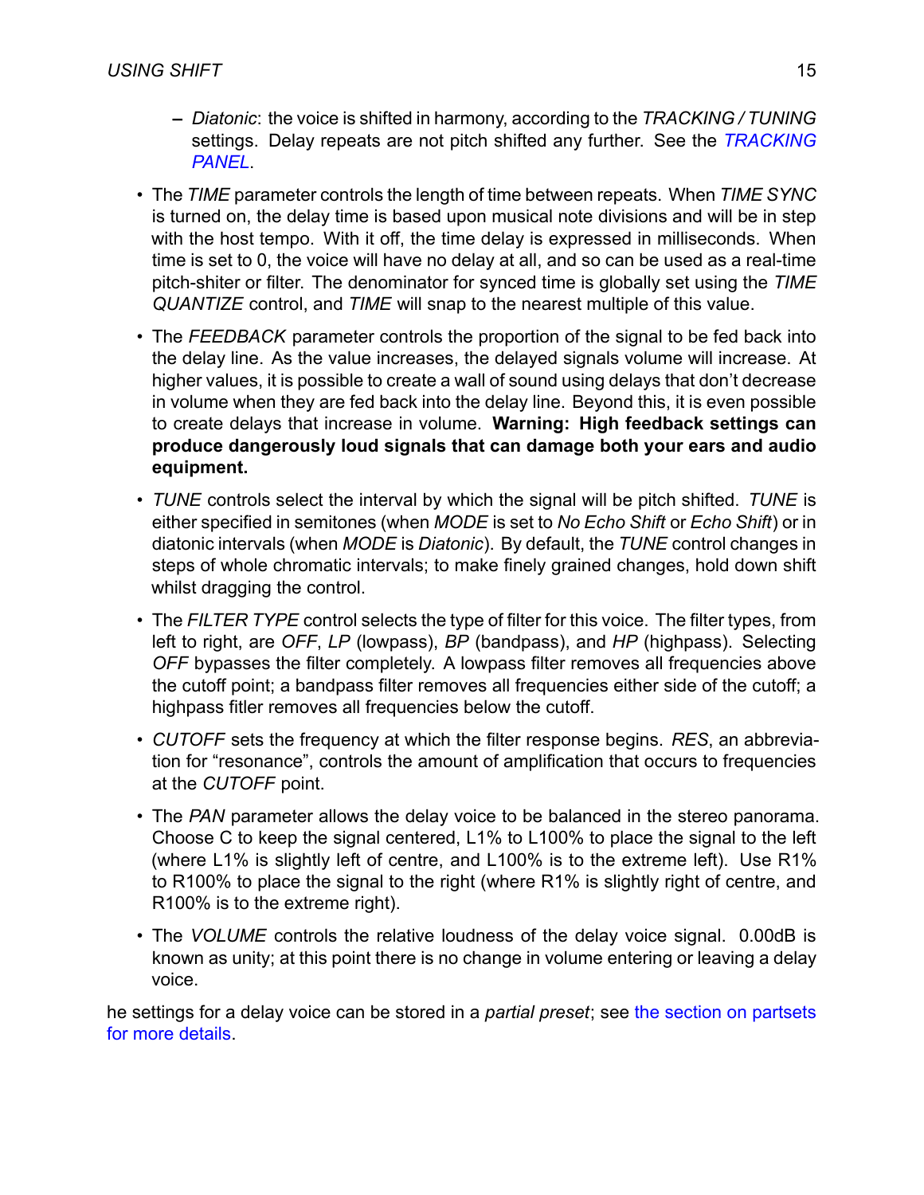- *Diatonic*: the voice is shifted in harmony, according to the *TRACKING / TUNING* settings. Delay repeats are not pitch shifted any further. See the *TRACKING PANEL*.

- The *TIME* parameter controls the length of time between repeats. When *TIME SYNC* is turned on, the delay time is based upon musical note divisions and will be in step with the host tempo. With it off, the time delay is expressed in milliseconds. When time is set to 0, the voice will have no delay at all, and so can be used as a real-time pitch-shiter or filter. The denominator for synced time is globally set using the *TIME QUANTIZE* control, and *TIME* will snap to the nearest multiple of this value.

- The *FEEDBACK* parameter controls the proportion of the signal to be fed back into the delay line. As the value increases, the delayed signals volume will increase. At higher values, it is possible to create a wall of sound using delays that don't decrease in volume when they are fed back into the delay line. Beyond this, it is even possible to create delays that increase in volume. **Warning: High feedback settings can produce dangerously loud signals that can damage both your ears and audio equipment.**

- *TUNE* controls select the interval by which the signal will be pitch shifted. *TUNE* is either specified in semitones (when *MODE* is set to *No Echo Shift* or *Echo Shift*) or in diatonic intervals (when *MODE* is *Diatonic*). By default, the *TUNE* control changes in steps of whole chromatic intervals; to make finely grained changes, hold down shift whilst dragging the control.

- The *FILTER TYPE* control selects the type of filter for this voice. The filter types, from left to right, are *OFF*, *LP* (lowpass), *BP* (bandpass), and *HP* (highpass). Selecting *OFF* bypasses the filter completely. A lowpass filter removes all frequencies above the cutoff point; a bandpass filter removes all frequencies either side of the cutoff; a highpass fitler removes all frequencies below the cutoff.

- *CUTOFF* sets the frequency at which the filter response begins. *RES*, an abbreviation for "resonance", controls the amount of amplification that occurs to frequencies at the *CUTOFF* point.

- The *PAN* parameter allows the delay voice to be balanced in the stereo panorama. Choose C to keep the signal centered, L1% to L100% to place the signal to the left (where L1% is slightly left of centre, and L100% is to the extreme left). Use R1% to R100% to place the signal to the right (where R1% is slightly right of centre, and R100% is to the extreme right).

- The *VOLUME* controls the relative loudness of the delay voice signal. 0.00dB is known as unity; at this point there is no change in volume entering or leaving a delay voice.

he settings for a delay voice can be stored in a *partial preset*; see the section on partsets for more details.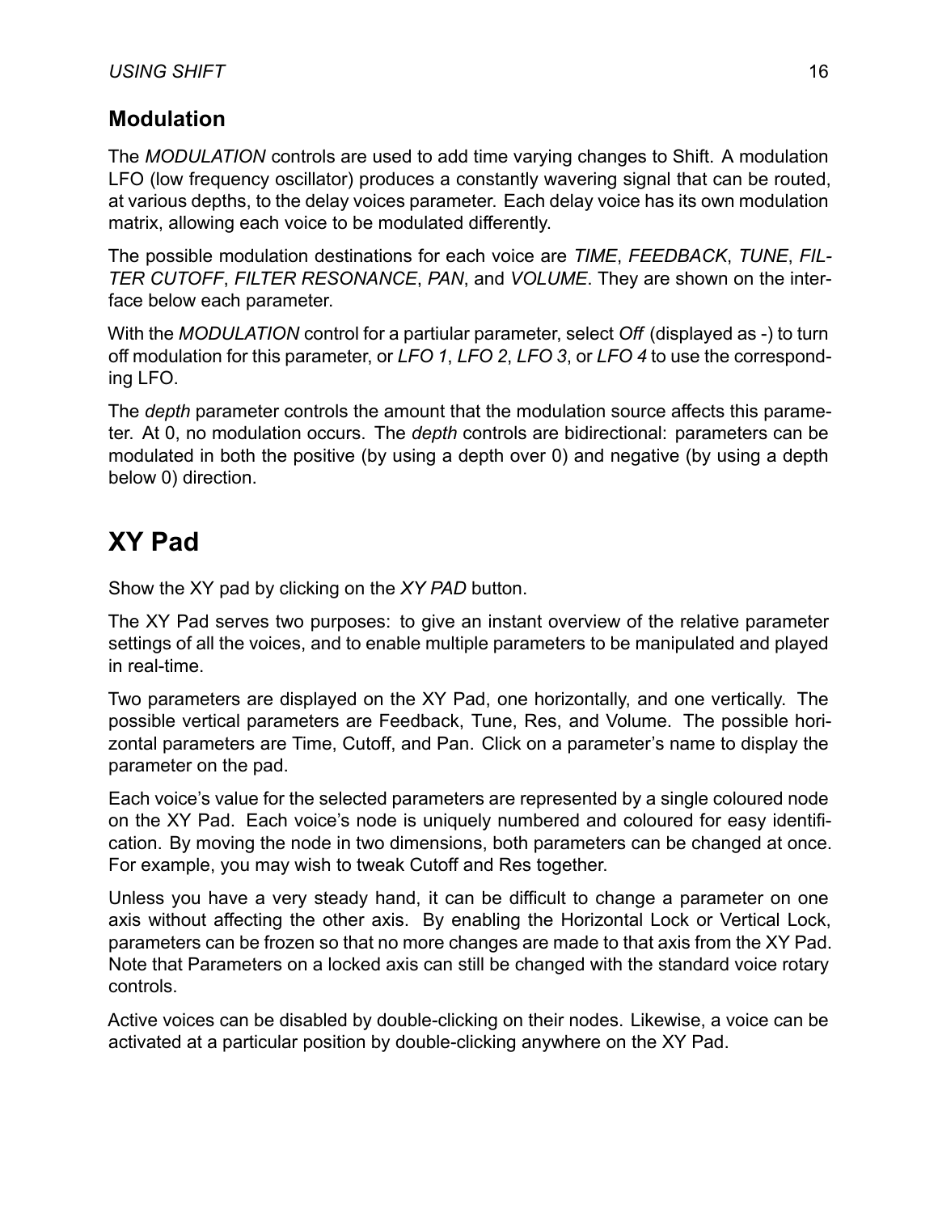### Modulation

The *MODULATION* controls are used to add time varying changes to Shift. A modulation LFO (low frequency oscillator) produces a constantly wavering signal that can be routed, at various depths, to the delay voices parameter. Each delay voice has its own modulation matrix, allowing each voice to be modulated differently.

The possible modulation destinations for each voice are *TIME*, *FEEDBACK*, *TUNE*, *FILTER CUTOFF*, *FILTER RESONANCE*, *PAN*, and *VOLUME*. They are shown on the interface below each parameter.

With the *MODULATION* control for a partiular parameter, select *Off* (displayed as -) to turn off modulation for this parameter, or *LFO 1*, *LFO 2*, *LFO 3*, or *LFO 4* to use the corresponding LFO.

The *depth* parameter controls the amount that the modulation source affects this parameter. At 0, no modulation occurs. The *depth* controls are bidirectional: parameters can be modulated in both the positive (by using a depth over 0) and negative (by using a depth below 0) direction.

## XY Pad

Show the XY pad by clicking on the *XY PAD* button.

The XY Pad serves two purposes: to give an instant overview of the relative parameter settings of all the voices, and to enable multiple parameters to be manipulated and played in real-time.

Two parameters are displayed on the XY Pad, one horizontally, and one vertically. The possible vertical parameters are Feedback, Tune, Res, and Volume. The possible horizontal parameters are Time, Cutoff, and Pan. Click on a parameter's name to display the parameter on the pad.

Each voice's value for the selected parameters are represented by a single coloured node on the XY Pad. Each voice's node is uniquely numbered and coloured for easy identification. By moving the node in two dimensions, both parameters can be changed at once. For example, you may wish to tweak Cutoff and Res together.

Unless you have a very steady hand, it can be difficult to change a parameter on one axis without affecting the other axis. By enabling the Horizontal Lock or Vertical Lock, parameters can be frozen so that no more changes are made to that axis from the XY Pad. Note that Parameters on a locked axis can still be changed with the standard voice rotary controls.

Active voices can be disabled by double-clicking on their nodes. Likewise, a voice can be activated at a particular position by double-clicking anywhere on the XY Pad.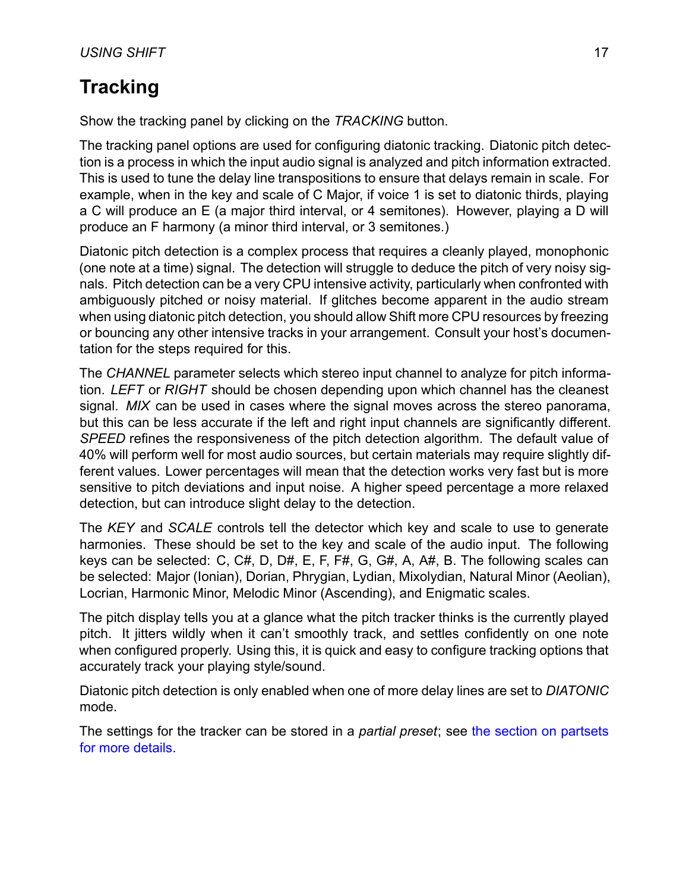## Tracking

Show the tracking panel by clicking on the *TRACKING* button.

The tracking panel options are used for configuring diatonic tracking. Diatonic pitch detection is a process in which the input audio signal is analyzed and pitch information extracted. This is used to tune the delay line transpositions to ensure that delays remain in scale. For example, when in the key and scale of C Major, if voice 1 is set to diatonic thirds, playing a C will produce an E (a major third interval, or 4 semitones). However, playing a D will produce an F harmony (a minor third interval, or 3 semitones.)

Diatonic pitch detection is a complex process that requires a cleanly played, monophonic (one note at a time) signal. The detection will struggle to deduce the pitch of very noisy signals. Pitch detection can be a very CPU intensive activity, particularly when confronted with ambiguously pitched or noisy material. If glitches become apparent in the audio stream when using diatonic pitch detection, you should allow Shift more CPU resources by freezing or bouncing any other intensive tracks in your arrangement. Consult your host's documentation for the steps required for this.

The *CHANNEL* parameter selects which stereo input channel to analyze for pitch information. *LEFT* or *RIGHT* should be chosen depending upon which channel has the cleanest signal. *MIX* can be used in cases where the signal moves across the stereo panorama, but this can be less accurate if the left and right input channels are significantly different. *SPEED* refines the responsiveness of the pitch detection algorithm. The default value of 40% will perform well for most audio sources, but certain materials may require slightly different values. Lower percentages will mean that the detection works very fast but is more sensitive to pitch deviations and input noise. A higher speed percentage a more relaxed detection, but can introduce slight delay to the detection.

The *KEY* and *SCALE* controls tell the detector which key and scale to use to generate harmonies. These should be set to the key and scale of the audio input. The following keys can be selected: C, C#, D, D#, E, F, F#, G, G#, A, A#, B. The following scales can be selected: Major (Ionian), Dorian, Phrygian, Lydian, Mixolydian, Natural Minor (Aeolian), Locrian, Harmonic Minor, Melodic Minor (Ascending), and Enigmatic scales.

The pitch display tells you at a glance what the pitch tracker thinks is the currently played pitch. It jitters wildly when it can't smoothly track, and settles confidently on one note when configured properly. Using this, it is quick and easy to configure tracking options that accurately track your playing style/sound.

Diatonic pitch detection is only enabled when one of more delay lines are set to *DIATONIC* mode.

The settings for the tracker can be stored in a *partial preset*; see the section on partsets for more details.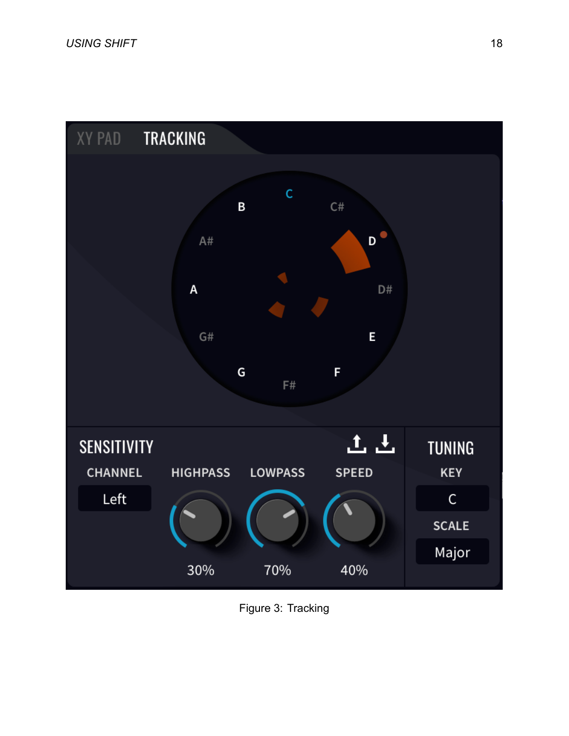Figure 3: Tracking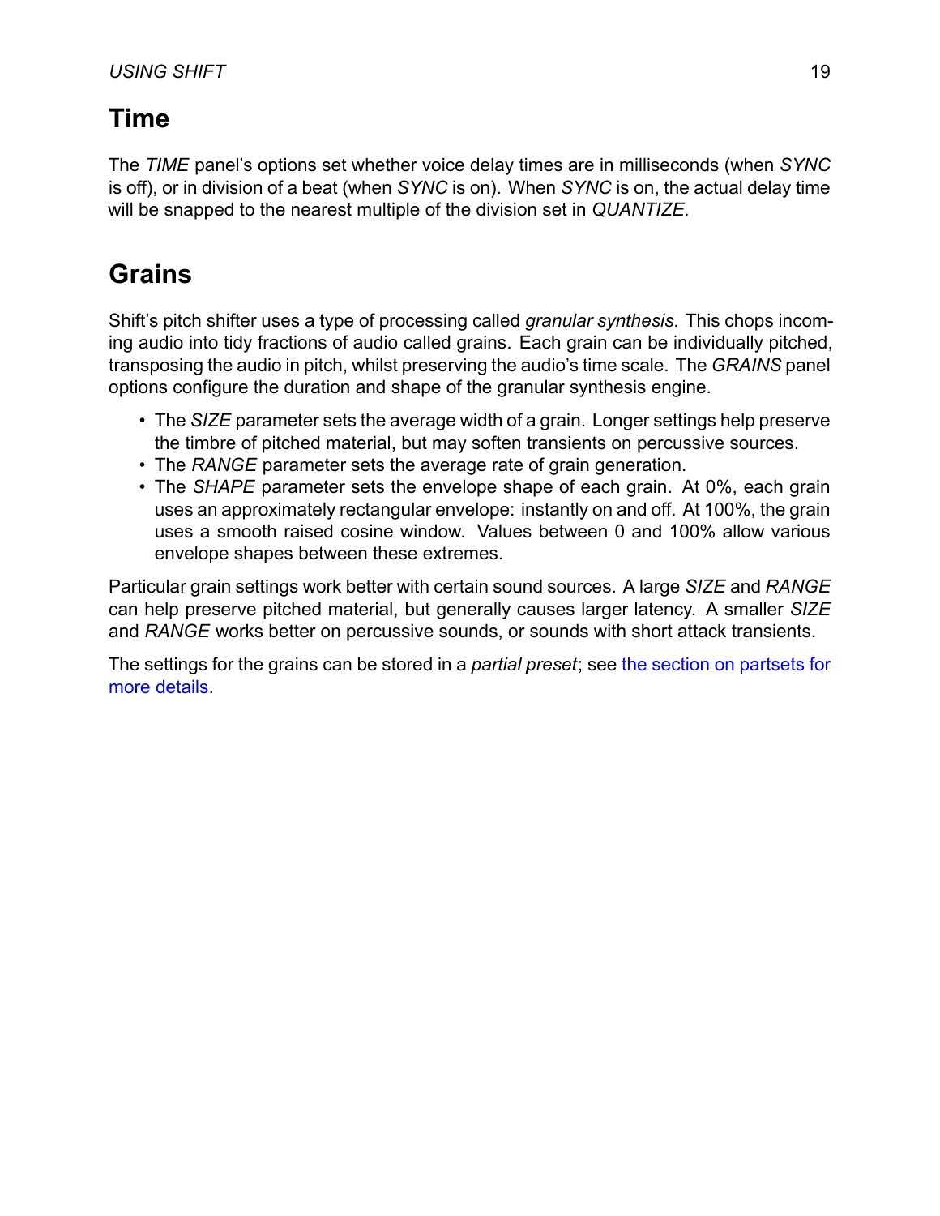## Time

The *TIME* panel's options set whether voice delay times are in milliseconds (when *SYNC* is off), or in division of a beat (when *SYNC* is on). When *SYNC* is on, the actual delay time will be snapped to the nearest multiple of the division set in *QUANTIZE*.

## Grains

Shift's pitch shifter uses a type of processing called *granular synthesis*. This chops incoming audio into tidy fractions of audio called grains. Each grain can be individually pitched, transposing the audio in pitch, whilst preserving the audio's time scale. The *GRAINS* panel options configure the duration and shape of the granular synthesis engine.

- The *SIZE* parameter sets the average width of a grain. Longer settings help preserve the timbre of pitched material, but may soften transients on percussive sources.
- The *RANGE* parameter sets the average rate of grain generation.
- The *SHAPE* parameter sets the envelope shape of each grain. At 0%, each grain uses an approximately rectangular envelope: instantly on and off. At 100%, the grain uses a smooth raised cosine window. Values between 0 and 100% allow various envelope shapes between these extremes.

Particular grain settings work better with certain sound sources. A large *SIZE* and *RANGE* can help preserve pitched material, but generally causes larger latency. A smaller *SIZE* and *RANGE* works better on percussive sounds, or sounds with short attack transients.

The settings for the grains can be stored in a *partial preset*; see the section on partsets for more details.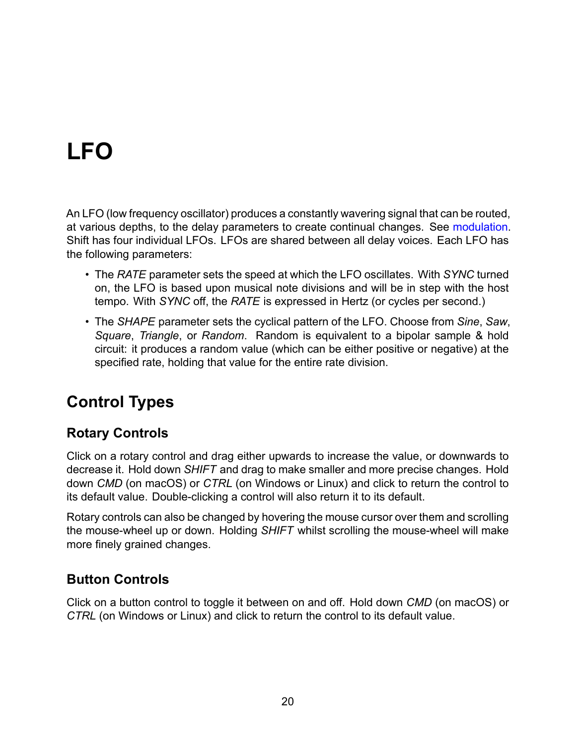# LFO

An LFO (low frequency oscillator) produces a constantly wavering signal that can be routed, at various depths, to the delay parameters to create continual changes. See modulation. Shift has four individual LFOs. LFOs are shared between all delay voices. Each LFO has the following parameters:

- The *RATE* parameter sets the speed at which the LFO oscillates. With *SYNC* turned on, the LFO is based upon musical note divisions and will be in step with the host tempo. With *SYNC* off, the *RATE* is expressed in Hertz (or cycles per second.)
- The *SHAPE* parameter sets the cyclical pattern of the LFO. Choose from *Sine*, *Saw*, *Square*, *Triangle*, or *Random*. Random is equivalent to a bipolar sample & hold circuit: it produces a random value (which can be either positive or negative) at the specified rate, holding that value for the entire rate division.

## Control Types

### Rotary Controls

Click on a rotary control and drag either upwards to increase the value, or downwards to decrease it. Hold down *SHIFT* and drag to make smaller and more precise changes. Hold down *CMD* (on macOS) or *CTRL* (on Windows or Linux) and click to return the control to its default value. Double-clicking a control will also return it to its default.

Rotary controls can also be changed by hovering the mouse cursor over them and scrolling the mouse-wheel up or down. Holding *SHIFT* whilst scrolling the mouse-wheel will make more finely grained changes.

### Button Controls

Click on a button control to toggle it between on and off. Hold down *CMD* (on macOS) or *CTRL* (on Windows or Linux) and click to return the control to its default value.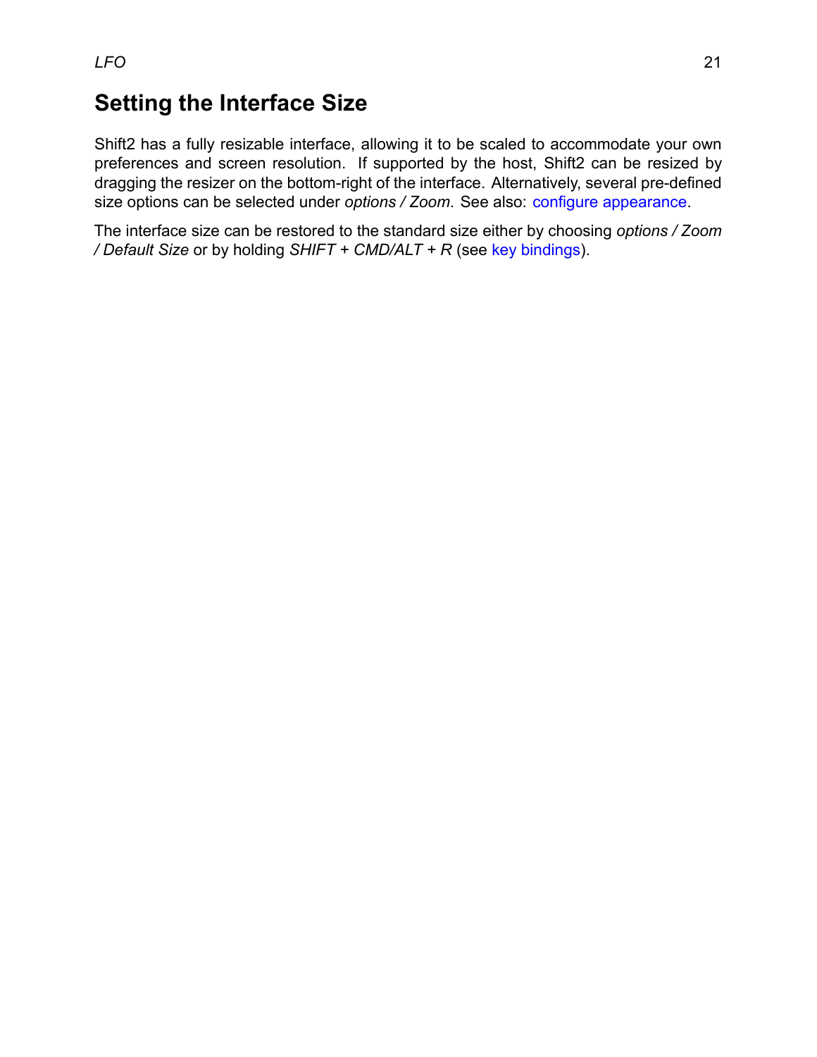## Setting the Interface Size

Shift2 has a fully resizable interface, allowing it to be scaled to accommodate your own preferences and screen resolution. If supported by the host, Shift2 can be resized by dragging the resizer on the bottom-right of the interface. Alternatively, several pre-defined size options can be selected under *options / Zoom*. See also: configure appearance.

The interface size can be restored to the standard size either by choosing *options / Zoom / Default Size* or by holding *SHIFT* + *CMD/ALT* + *R* (see key bindings).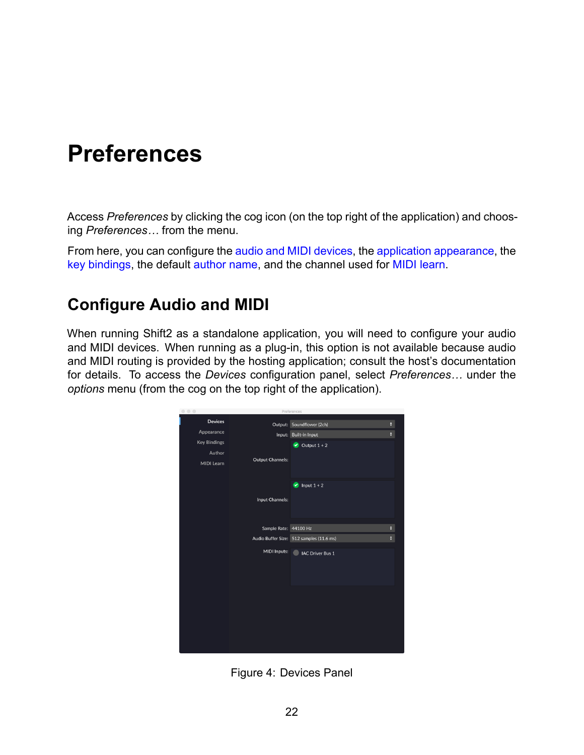# Preferences

Access *Preferences* by clicking the cog icon (on the top right of the application) and choosing *Preferences…* from the menu.

From here, you can configure the audio and MIDI devices, the application appearance, the key bindings, the default author name, and the channel used for MIDI learn.

## Configure Audio and MIDI

When running Shift2 as a standalone application, you will need to configure your audio and MIDI devices. When running as a plug-in, this option is not available because audio and MIDI routing is provided by the hosting application; consult the host's documentation for details. To access the *Devices* configuration panel, select *Preferences…* under the *options* menu (from the cog on the top right of the application).

Figure 4: Devices Panel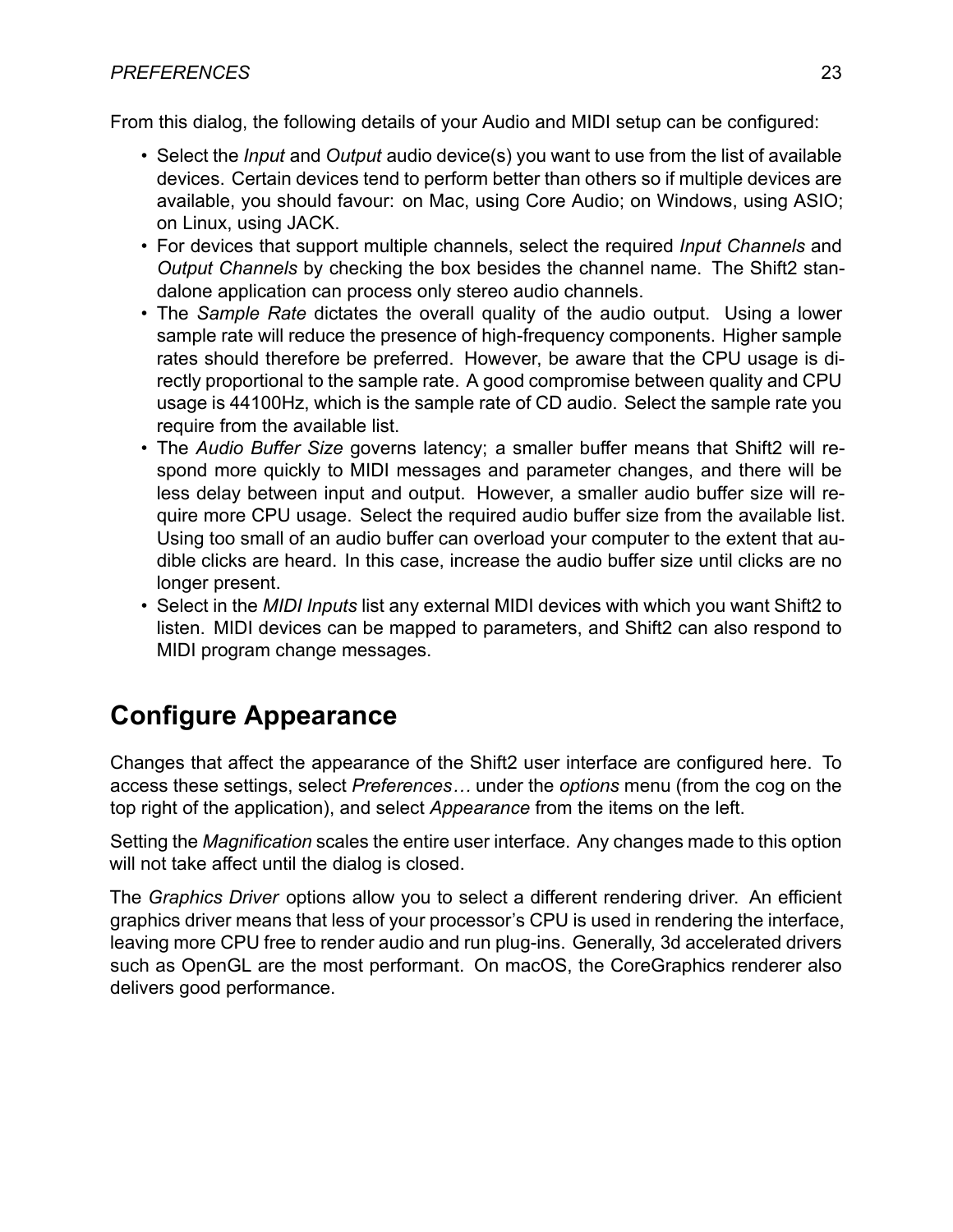From this dialog, the following details of your Audio and MIDI setup can be configured:

- Select the *Input* and *Output* audio device(s) you want to use from the list of available devices. Certain devices tend to perform better than others so if multiple devices are available, you should favour: on Mac, using Core Audio; on Windows, using ASIO; on Linux, using JACK.
- For devices that support multiple channels, select the required *Input Channels* and *Output Channels* by checking the box besides the channel name. The Shift2 standalone application can process only stereo audio channels.
- The *Sample Rate* dictates the overall quality of the audio output. Using a lower sample rate will reduce the presence of high-frequency components. Higher sample rates should therefore be preferred. However, be aware that the CPU usage is directly proportional to the sample rate. A good compromise between quality and CPU usage is 44100Hz, which is the sample rate of CD audio. Select the sample rate you require from the available list.
- The *Audio Buffer Size* governs latency; a smaller buffer means that Shift2 will respond more quickly to MIDI messages and parameter changes, and there will be less delay between input and output. However, a smaller audio buffer size will require more CPU usage. Select the required audio buffer size from the available list. Using too small of an audio buffer can overload your computer to the extent that audible clicks are heard. In this case, increase the audio buffer size until clicks are no longer present.
- Select in the *MIDI Inputs* list any external MIDI devices with which you want Shift2 to listen. MIDI devices can be mapped to parameters, and Shift2 can also respond to MIDI program change messages.

## Configure Appearance

Changes that affect the appearance of the Shift2 user interface are configured here. To access these settings, select *Preferences…* under the *options* menu (from the cog on the top right of the application), and select *Appearance* from the items on the left.

Setting the *Magnification* scales the entire user interface. Any changes made to this option will not take affect until the dialog is closed.

The *Graphics Driver* options allow you to select a different rendering driver. An efficient graphics driver means that less of your processor's CPU is used in rendering the interface, leaving more CPU free to render audio and run plug-ins. Generally, 3d accelerated drivers such as OpenGL are the most performant. On macOS, the CoreGraphics renderer also delivers good performance.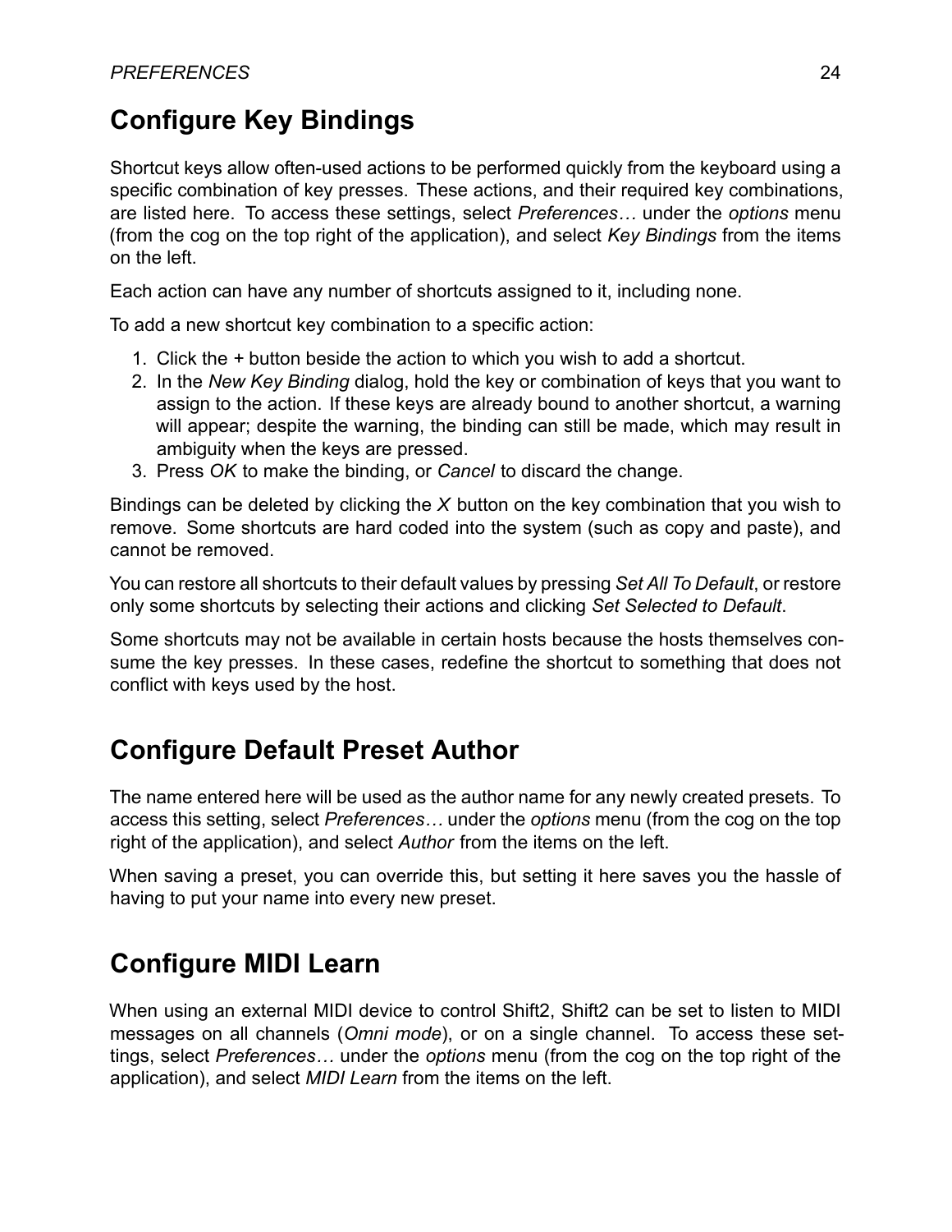## Configure Key Bindings

Shortcut keys allow often-used actions to be performed quickly from the keyboard using a specific combination of key presses. These actions, and their required key combinations, are listed here. To access these settings, select *Preferences…* under the *options* menu (from the cog on the top right of the application), and select *Key Bindings* from the items on the left.

Each action can have any number of shortcuts assigned to it, including none.

To add a new shortcut key combination to a specific action:

1. Click the + button beside the action to which you wish to add a shortcut.
2. In the *New Key Binding* dialog, hold the key or combination of keys that you want to assign to the action. If these keys are already bound to another shortcut, a warning will appear; despite the warning, the binding can still be made, which may result in ambiguity when the keys are pressed.
3. Press *OK* to make the binding, or *Cancel* to discard the change.

Bindings can be deleted by clicking the *X* button on the key combination that you wish to remove. Some shortcuts are hard coded into the system (such as copy and paste), and cannot be removed.

You can restore all shortcuts to their default values by pressing *Set All To Default*, or restore only some shortcuts by selecting their actions and clicking *Set Selected to Default*.

Some shortcuts may not be available in certain hosts because the hosts themselves consume the key presses. In these cases, redefine the shortcut to something that does not conflict with keys used by the host.

## Configure Default Preset Author

The name entered here will be used as the author name for any newly created presets. To access this setting, select *Preferences…* under the *options* menu (from the cog on the top right of the application), and select *Author* from the items on the left.

When saving a preset, you can override this, but setting it here saves you the hassle of having to put your name into every new preset.

## Configure MIDI Learn

When using an external MIDI device to control Shift2, Shift2 can be set to listen to MIDI messages on all channels (*Omni mode*), or on a single channel. To access these settings, select *Preferences…* under the *options* menu (from the cog on the top right of the application), and select *MIDI Learn* from the items on the left.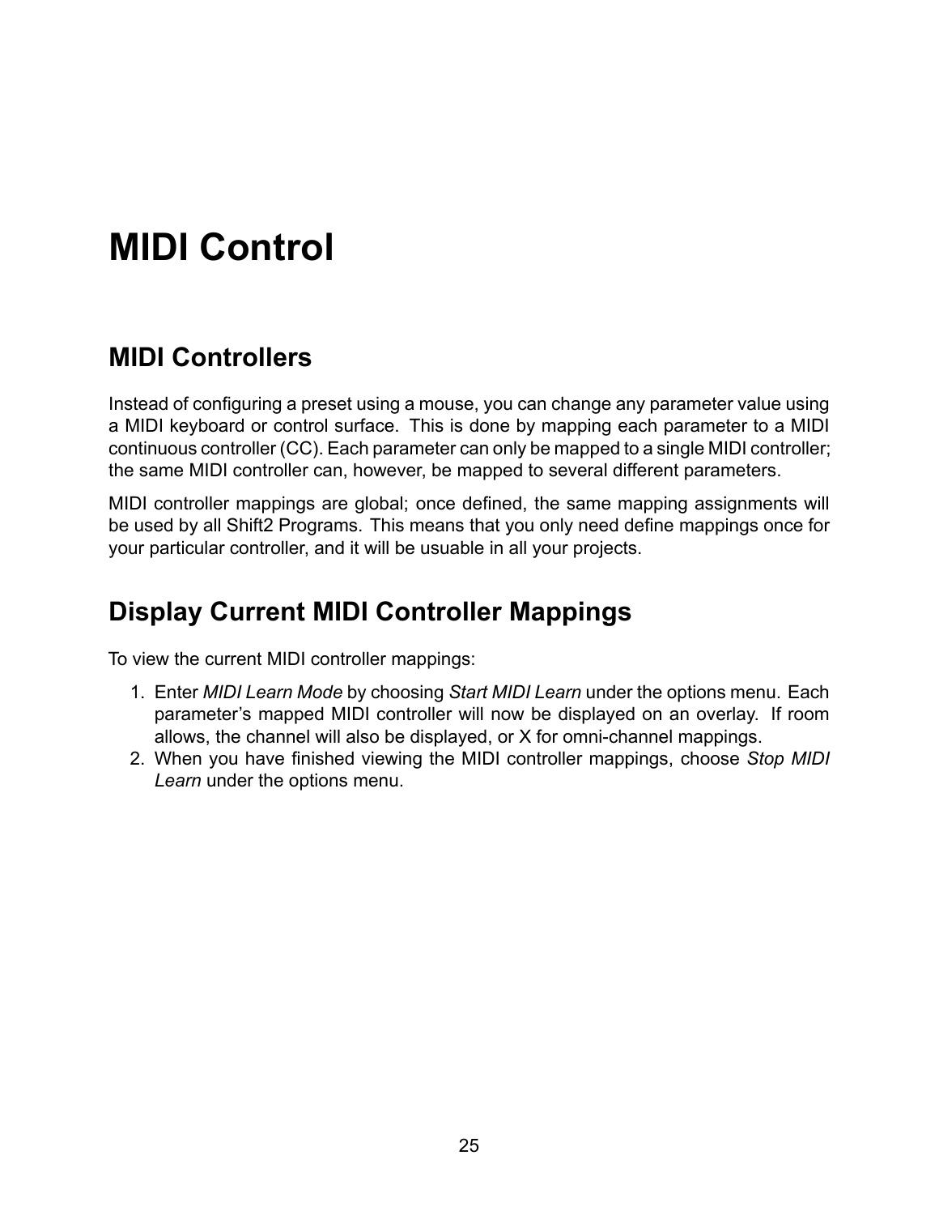# MIDI Control

## MIDI Controllers

Instead of configuring a preset using a mouse, you can change any parameter value using a MIDI keyboard or control surface. This is done by mapping each parameter to a MIDI continuous controller (CC). Each parameter can only be mapped to a single MIDI controller; the same MIDI controller can, however, be mapped to several different parameters.

MIDI controller mappings are global; once defined, the same mapping assignments will be used by all Shift2 Programs. This means that you only need define mappings once for your particular controller, and it will be usable in all your projects.

## Display Current MIDI Controller Mappings

To view the current MIDI controller mappings:

1. Enter *MIDI Learn Mode* by choosing *Start MIDI Learn* under the options menu. Each parameter's mapped MIDI controller will now be displayed on an overlay. If room allows, the channel will also be displayed, or X for omni-channel mappings.
2. When you have finished viewing the MIDI controller mappings, choose *Stop MIDI Learn* under the options menu.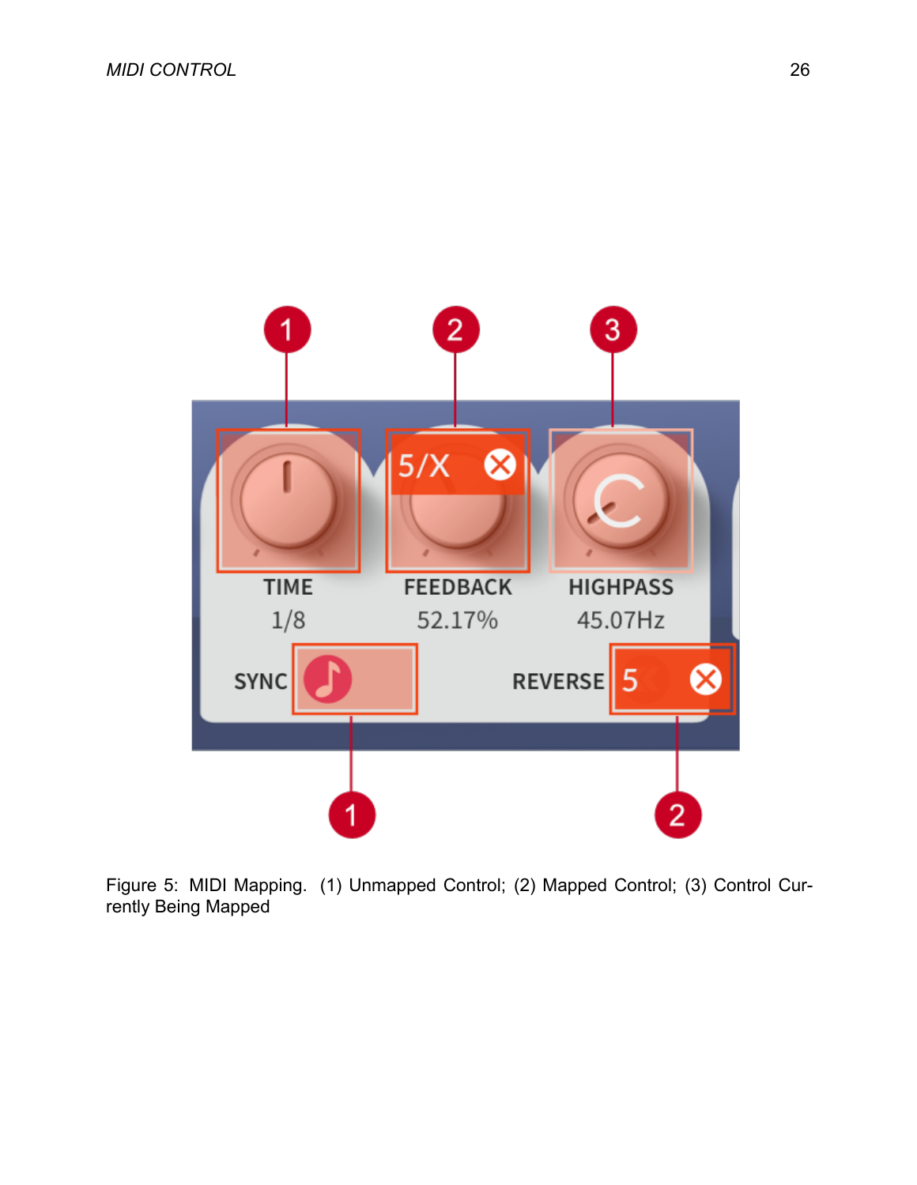Figure 5: MIDI Mapping. (1) Unmapped Control; (2) Mapped Control; (3) Control Currently Being Mapped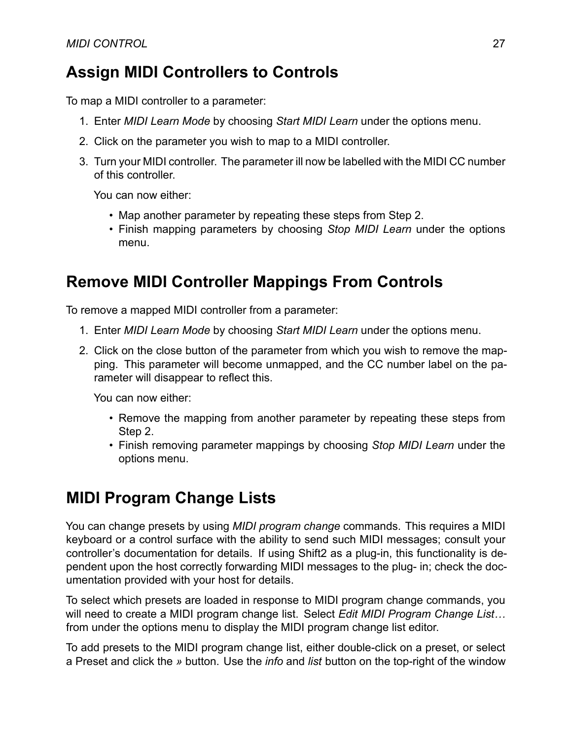## Assign MIDI Controllers to Controls

To map a MIDI controller to a parameter:

1. Enter *MIDI Learn Mode* by choosing *Start MIDI Learn* under the options menu.
2. Click on the parameter you wish to map to a MIDI controller.
3. Turn your MIDI controller. The parameter ill now be labelled with the MIDI CC number of this controller.

   You can now either:

   - Map another parameter by repeating these steps from Step 2.
   - Finish mapping parameters by choosing *Stop MIDI Learn* under the options menu.

## Remove MIDI Controller Mappings From Controls

To remove a mapped MIDI controller from a parameter:

1. Enter *MIDI Learn Mode* by choosing *Start MIDI Learn* under the options menu.
2. Click on the close button of the parameter from which you wish to remove the mapping. This parameter will become unmapped, and the CC number label on the parameter will disappear to reflect this.

   You can now either:

   - Remove the mapping from another parameter by repeating these steps from Step 2.
   - Finish removing parameter mappings by choosing *Stop MIDI Learn* under the options menu.

## MIDI Program Change Lists

You can change presets by using *MIDI program change* commands. This requires a MIDI keyboard or a control surface with the ability to send such MIDI messages; consult your controller's documentation for details. If using Shift2 as a plug-in, this functionality is dependent upon the host correctly forwarding MIDI messages to the plug- in; check the documentation provided with your host for details.

To select which presets are loaded in response to MIDI program change commands, you will need to create a MIDI program change list. Select *Edit MIDI Program Change List…* from under the options menu to display the MIDI program change list editor.

To add presets to the MIDI program change list, either double-click on a preset, or select a Preset and click the *»* button. Use the *info* and *list* button on the top-right of the window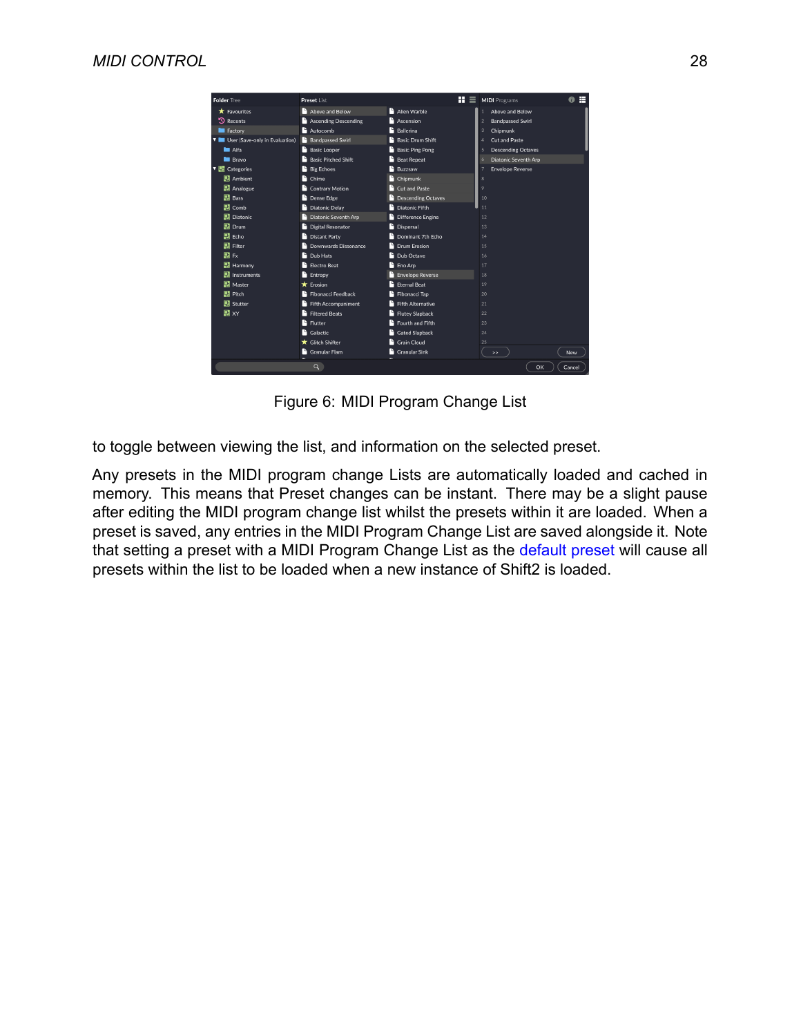Figure 6: MIDI Program Change List

to toggle between viewing the list, and information on the selected preset.

Any presets in the MIDI program change Lists are automatically loaded and cached in memory. This means that Preset changes can be instant. There may be a slight pause after editing the MIDI program change list whilst the presets within it are loaded. When a preset is saved, any entries in the MIDI Program Change List are saved alongside it. Note that setting a preset with a MIDI Program Change List as the default preset will cause all presets within the list to be loaded when a new instance of Shift2 is loaded.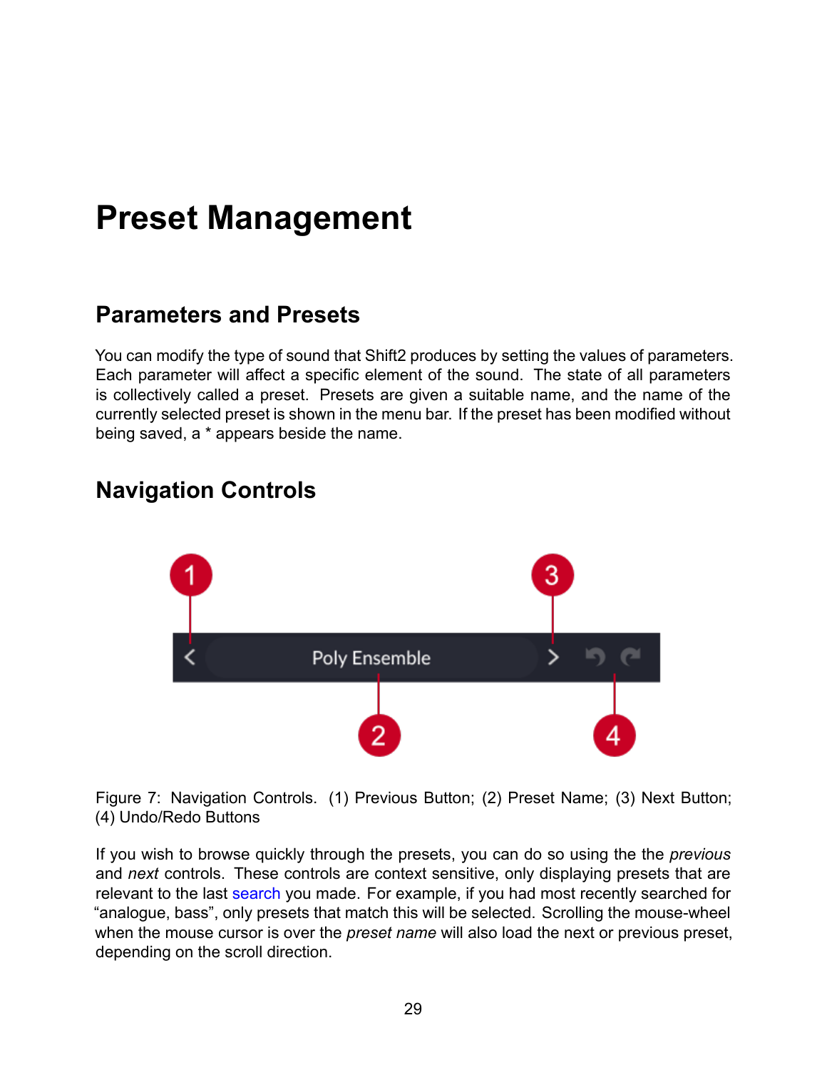# Preset Management

## Parameters and Presets

You can modify the type of sound that Shift2 produces by setting the values of parameters. Each parameter will affect a specific element of the sound. The state of all parameters is collectively called a preset. Presets are given a suitable name, and the name of the currently selected preset is shown in the menu bar. If the preset has been modified without being saved, a * appears beside the name.

## Navigation Controls

Figure 7: Navigation Controls. (1) Previous Button; (2) Preset Name; (3) Next Button; (4) Undo/Redo Buttons

If you wish to browse quickly through the presets, you can do so using the the *previous* and *next* controls. These controls are context sensitive, only displaying presets that are relevant to the last search you made. For example, if you had most recently searched for "analogue, bass", only presets that match this will be selected. Scrolling the mouse-wheel when the mouse cursor is over the *preset name* will also load the next or previous preset, depending on the scroll direction.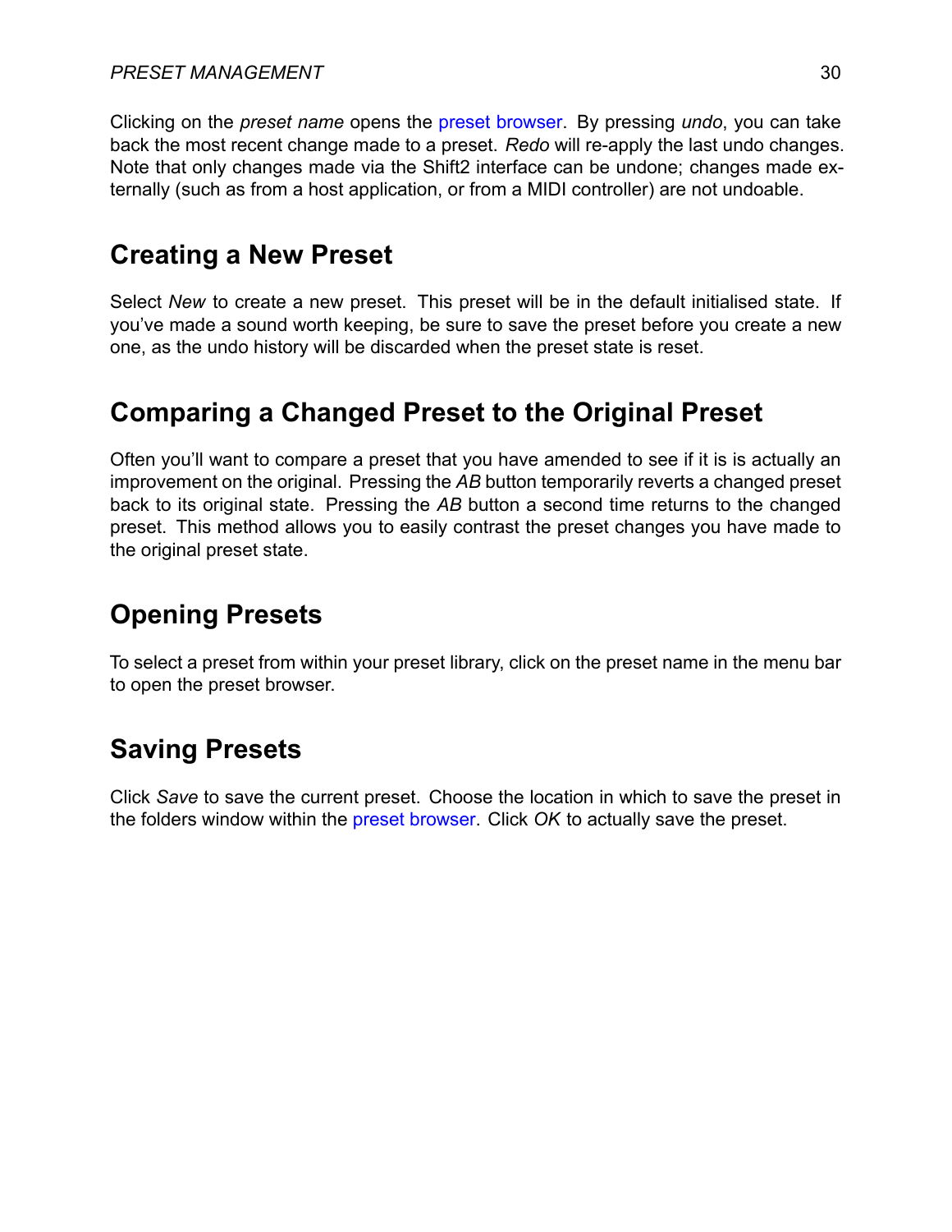Clicking on the *preset name* opens the preset browser. By pressing *undo*, you can take back the most recent change made to a preset. *Redo* will re-apply the last undo changes. Note that only changes made via the Shift2 interface can be undone; changes made externally (such as from a host application, or from a MIDI controller) are not undoable.

## Creating a New Preset

Select *New* to create a new preset. This preset will be in the default initialised state. If you've made a sound worth keeping, be sure to save the preset before you create a new one, as the undo history will be discarded when the preset state is reset.

## Comparing a Changed Preset to the Original Preset

Often you'll want to compare a preset that you have amended to see if it is is actually an improvement on the original. Pressing the *AB* button temporarily reverts a changed preset back to its original state. Pressing the *AB* button a second time returns to the changed preset. This method allows you to easily contrast the preset changes you have made to the original preset state.

## Opening Presets

To select a preset from within your preset library, click on the preset name in the menu bar to open the preset browser.

## Saving Presets

Click *Save* to save the current preset. Choose the location in which to save the preset in the folders window within the preset browser. Click *OK* to actually save the preset.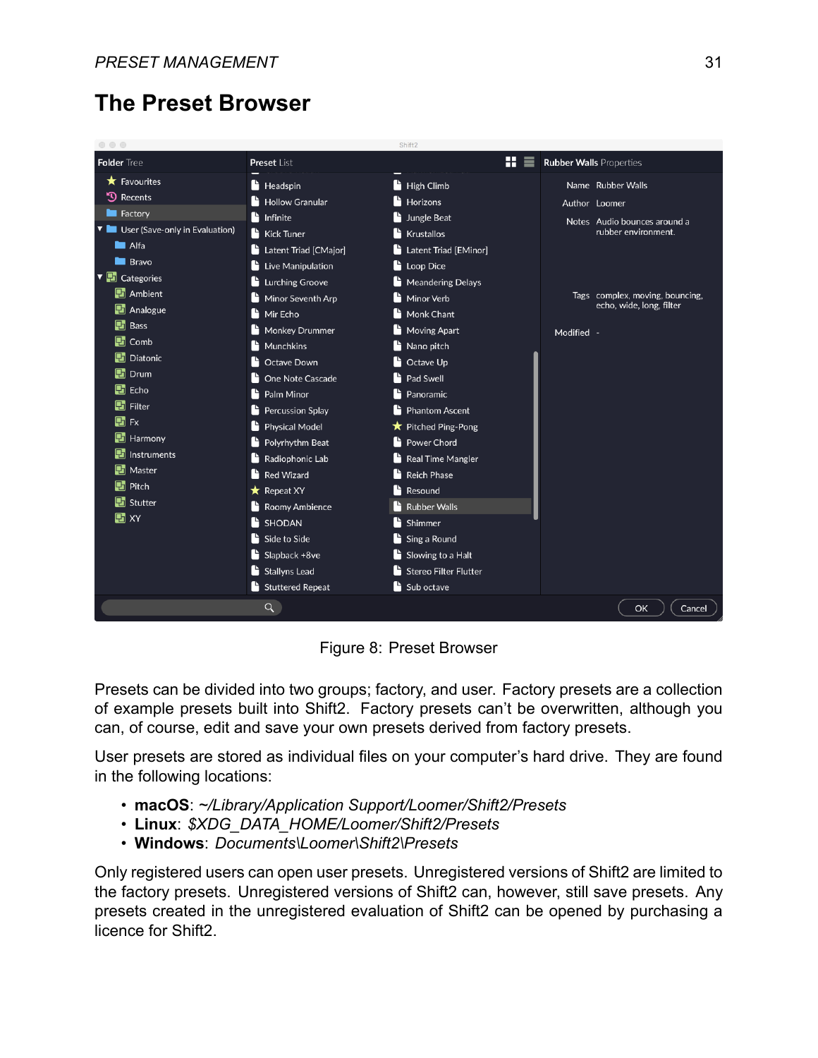## The Preset Browser

Figure 8: Preset Browser

Presets can be divided into two groups; factory, and user. Factory presets are a collection of example presets built into Shift2. Factory presets can't be overwritten, although you can, of course, edit and save your own presets derived from factory presets.

User presets are stored as individual files on your computer's hard drive. They are found in the following locations:

- **macOS**: *~/Library/Application Support/Loomer/Shift2/Presets*
- **Linux**: *$XDG_DATA_HOME/Loomer/Shift2/Presets*
- **Windows**: *Documents\Loomer\Shift2\Presets*

Only registered users can open user presets. Unregistered versions of Shift2 are limited to the factory presets. Unregistered versions of Shift2 can, however, still save presets. Any presets created in the unregistered evaluation of Shift2 can be opened by purchasing a licence for Shift2.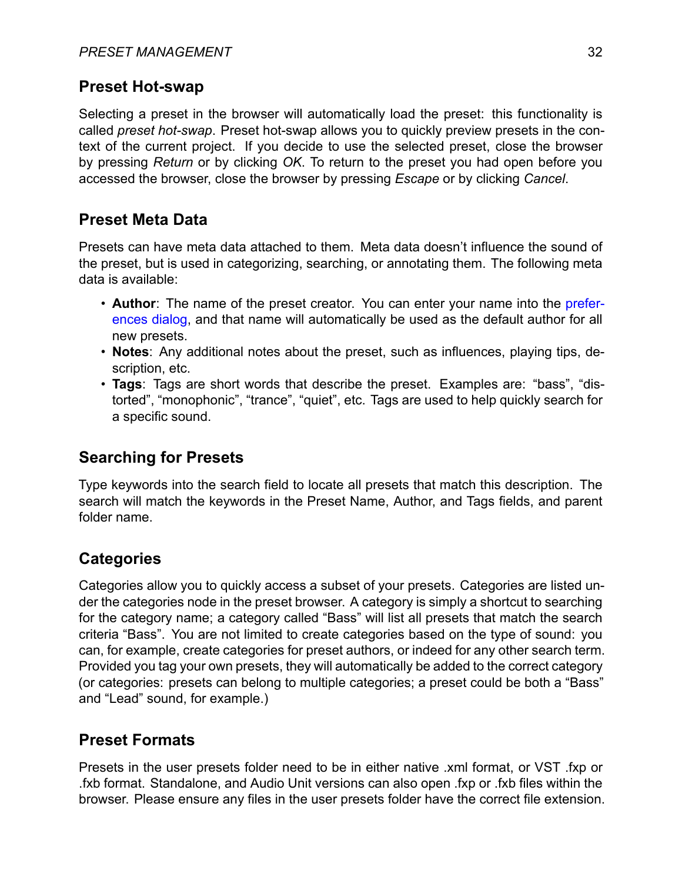## Preset Hot-swap

Selecting a preset in the browser will automatically load the preset: this functionality is called *preset hot-swap*. Preset hot-swap allows you to quickly preview presets in the context of the current project. If you decide to use the selected preset, close the browser by pressing *Return* or by clicking *OK*. To return to the preset you had open before you accessed the browser, close the browser by pressing *Escape* or by clicking *Cancel*.

## Preset Meta Data

Presets can have meta data attached to them. Meta data doesn't influence the sound of the preset, but is used in categorizing, searching, or annotating them. The following meta data is available:

- **Author**: The name of the preset creator. You can enter your name into the preferences dialog, and that name will automatically be used as the default author for all new presets.
- **Notes**: Any additional notes about the preset, such as influences, playing tips, description, etc.
- **Tags**: Tags are short words that describe the preset. Examples are: "bass", "distorted", "monophonic", "trance", "quiet", etc. Tags are used to help quickly search for a specific sound.

## Searching for Presets

Type keywords into the search field to locate all presets that match this description. The search will match the keywords in the Preset Name, Author, and Tags fields, and parent folder name.

## Categories

Categories allow you to quickly access a subset of your presets. Categories are listed under the categories node in the preset browser. A category is simply a shortcut to searching for the category name; a category called "Bass" will list all presets that match the search criteria "Bass". You are not limited to create categories based on the type of sound: you can, for example, create categories for preset authors, or indeed for any other search term. Provided you tag your own presets, they will automatically be added to the correct category (or categories: presets can belong to multiple categories; a preset could be both a "Bass" and "Lead" sound, for example.)

## Preset Formats

Presets in the user presets folder need to be in either native .xml format, or VST .fxp or .fxb format. Standalone, and Audio Unit versions can also open .fxp or .fxb files within the browser. Please ensure any files in the user presets folder have the correct file extension.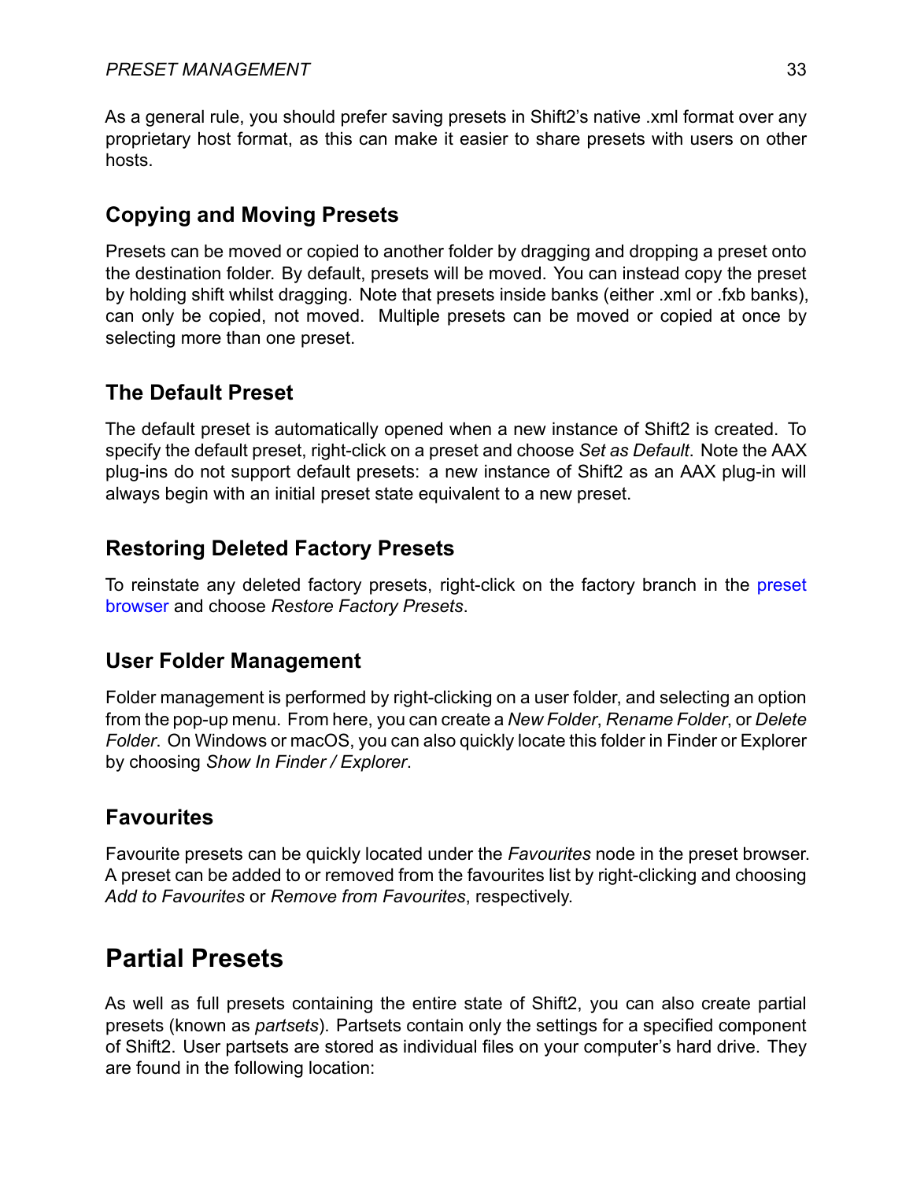As a general rule, you should prefer saving presets in Shift2's native .xml format over any proprietary host format, as this can make it easier to share presets with users on other hosts.

## Copying and Moving Presets

Presets can be moved or copied to another folder by dragging and dropping a preset onto the destination folder. By default, presets will be moved. You can instead copy the preset by holding shift whilst dragging. Note that presets inside banks (either .xml or .fxb banks), can only be copied, not moved. Multiple presets can be moved or copied at once by selecting more than one preset.

## The Default Preset

The default preset is automatically opened when a new instance of Shift2 is created. To specify the default preset, right-click on a preset and choose *Set as Default*. Note the AAX plug-ins do not support default presets: a new instance of Shift2 as an AAX plug-in will always begin with an initial preset state equivalent to a new preset.

## Restoring Deleted Factory Presets

To reinstate any deleted factory presets, right-click on the factory branch in the preset browser and choose *Restore Factory Presets*.

## User Folder Management

Folder management is performed by right-clicking on a user folder, and selecting an option from the pop-up menu. From here, you can create a *New Folder*, *Rename Folder*, or *Delete Folder*. On Windows or macOS, you can also quickly locate this folder in Finder or Explorer by choosing *Show In Finder / Explorer*.

## Favourites

Favourite presets can be quickly located under the *Favourites* node in the preset browser. A preset can be added to or removed from the favourites list by right-clicking and choosing *Add to Favourites* or *Remove from Favourites*, respectively.

# Partial Presets

As well as full presets containing the entire state of Shift2, you can also create partial presets (known as *partsets*). Partsets contain only the settings for a specified component of Shift2. User partsets are stored as individual files on your computer's hard drive. They are found in the following location: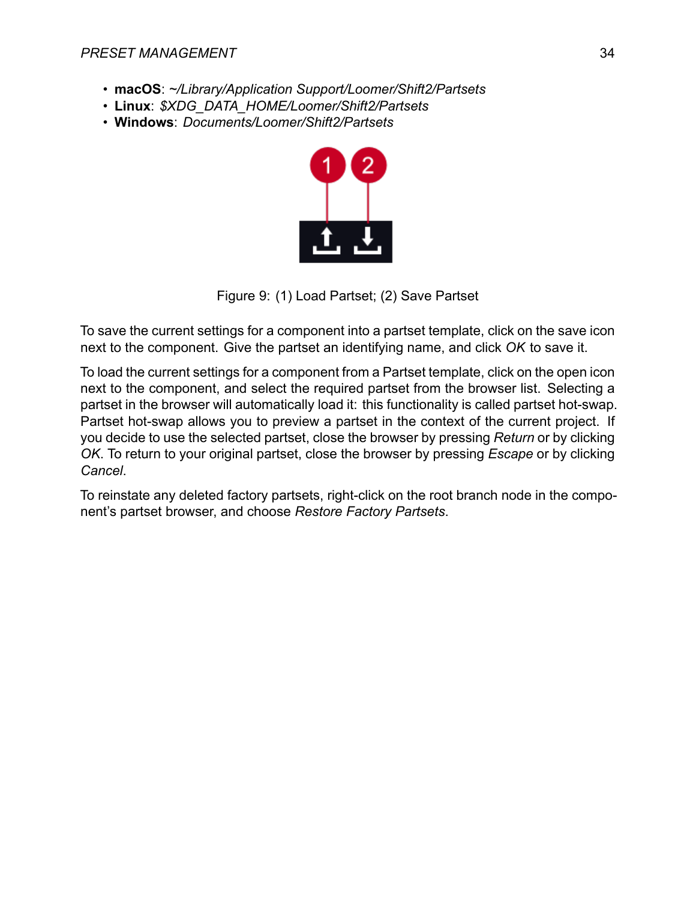- **macOS**: *~/Library/Application Support/Loomer/Shift2/Partsets*
- **Linux**: *$XDG_DATA_HOME/Loomer/Shift2/Partsets*
- **Windows**: *Documents/Loomer/Shift2/Partsets*

Figure 9: (1) Load Partset; (2) Save Partset

To save the current settings for a component into a partset template, click on the save icon next to the component. Give the partset an identifying name, and click *OK* to save it.

To load the current settings for a component from a Partset template, click on the open icon next to the component, and select the required partset from the browser list. Selecting a partset in the browser will automatically load it: this functionality is called partset hot-swap. Partset hot-swap allows you to preview a partset in the context of the current project. If you decide to use the selected partset, close the browser by pressing *Return* or by clicking *OK*. To return to your original partset, close the browser by pressing *Escape* or by clicking *Cancel*.

To reinstate any deleted factory partsets, right-click on the root branch node in the component's partset browser, and choose *Restore Factory Partsets*.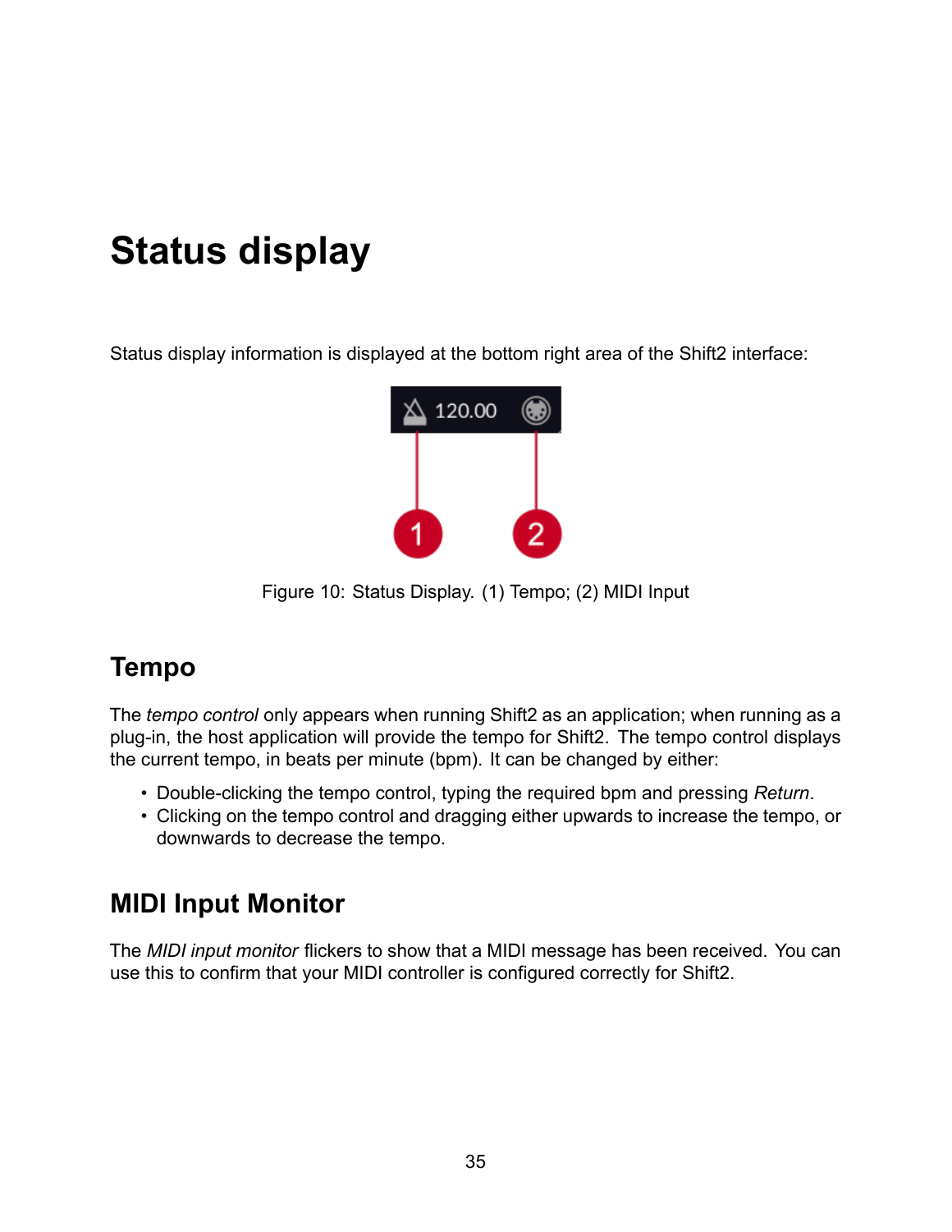# Status display

Status display information is displayed at the bottom right area of the Shift2 interface:

Figure 10: Status Display. (1) Tempo; (2) MIDI Input

## Tempo

The *tempo control* only appears when running Shift2 as an application; when running as a plug-in, the host application will provide the tempo for Shift2. The tempo control displays the current tempo, in beats per minute (bpm). It can be changed by either:

- Double-clicking the tempo control, typing the required bpm and pressing *Return*.
- Clicking on the tempo control and dragging either upwards to increase the tempo, or downwards to decrease the tempo.

## MIDI Input Monitor

The *MIDI input monitor* flickers to show that a MIDI message has been received. You can use this to confirm that your MIDI controller is configured correctly for Shift2.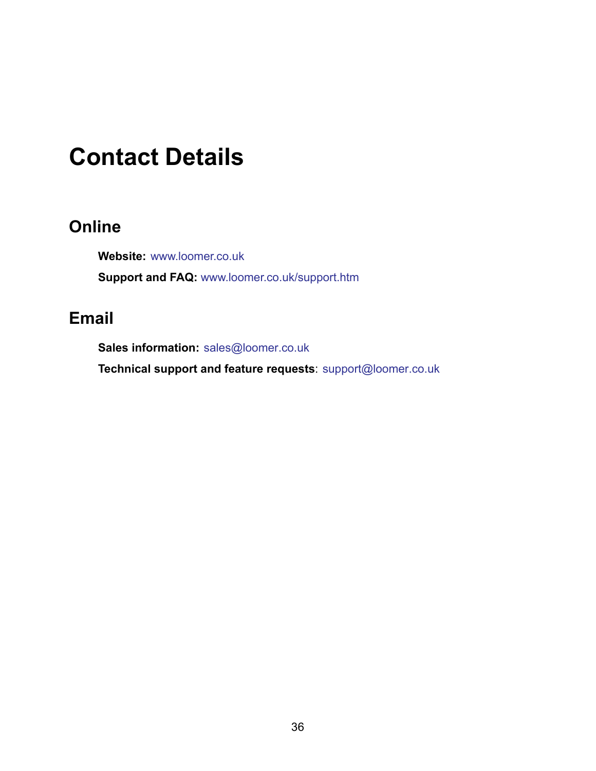# Contact Details

## Online

**Website:** www.loomer.co.uk

**Support and FAQ:** www.loomer.co.uk/support.htm

## Email

**Sales information:** sales@loomer.co.uk

**Technical support and feature requests**: support@loomer.co.uk